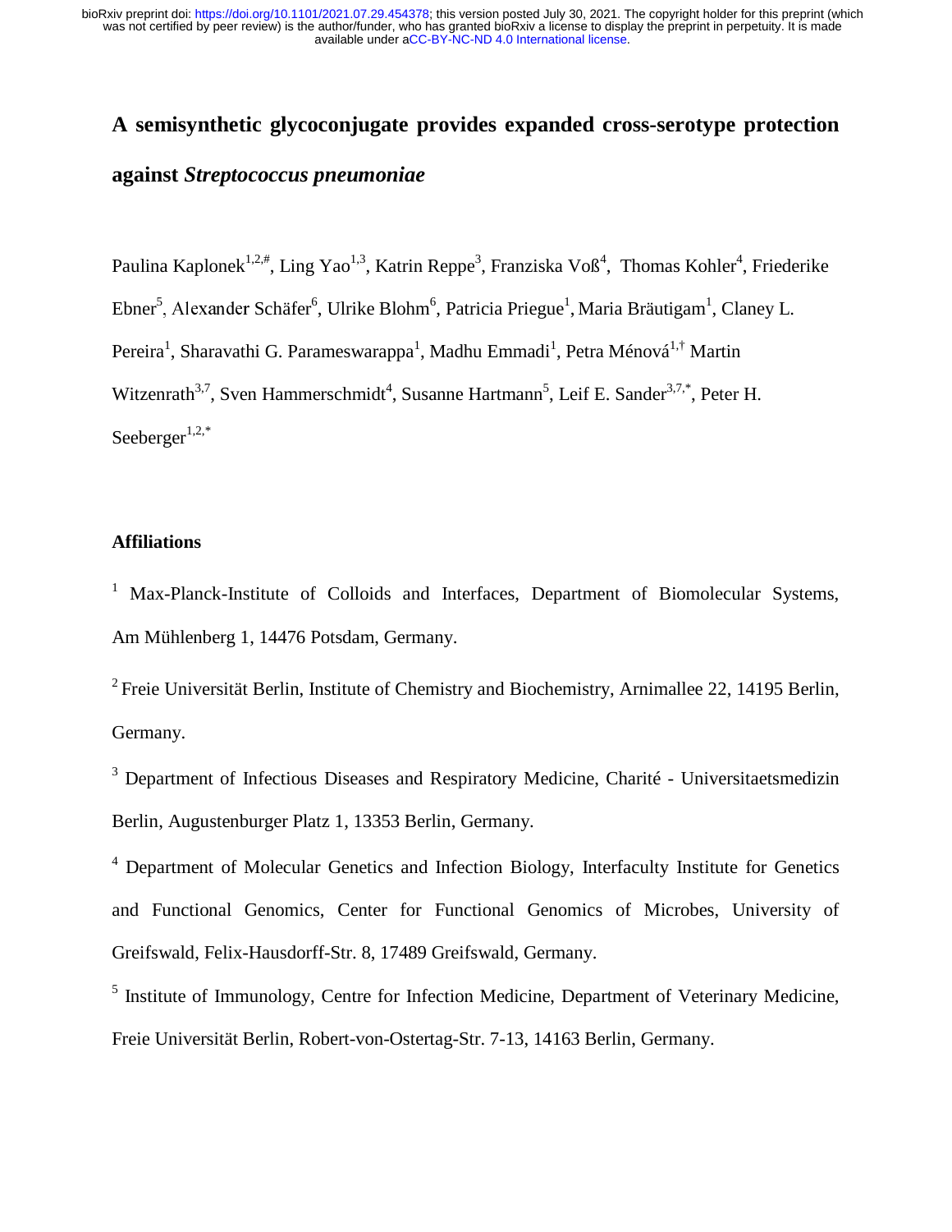# A semisynthetic glycoconjugate provides expanded cross-serotype protection against *Streptococcus pneumoniae*

Paulina Kaplonek[1,2,#], Ling Yao[1,3], Katrin Reppe[3], Franziska Voß[4], Thomas Kohler[4], Friederike Ebner[5], Alexander Schäfer[6], Ulrike Blohm[6], Patricia Priegue[1], Maria Bräutigam[1], Claney L. Pereira[1], Sharavathi G. Parameswarappa[1], Madhu Emmadi[1], Petra Ménová[1,†] Martin Witzenrath[3,7], Sven Hammerschmidt[4], Susanne Hartmann[5], Leif E. Sander[3,7,*], Peter H. Seeberger[1,2,*]

## Affiliations

[1] Max-Planck-Institute of Colloids and Interfaces, Department of Biomolecular Systems, Am Mühlenberg 1, 14476 Potsdam, Germany.

[2] Freie Universität Berlin, Institute of Chemistry and Biochemistry, Arnimallee 22, 14195 Berlin, Germany.

[3] Department of Infectious Diseases and Respiratory Medicine, Charité - Universitaetsmedizin Berlin, Augustenburger Platz 1, 13353 Berlin, Germany.

[4] Department of Molecular Genetics and Infection Biology, Interfaculty Institute for Genetics and Functional Genomics, Center for Functional Genomics of Microbes, University of Greifswald, Felix-Hausdorff-Str. 8, 17489 Greifswald, Germany.

[5] Institute of Immunology, Centre for Infection Medicine, Department of Veterinary Medicine, Freie Universität Berlin, Robert-von-Ostertag-Str. 7-13, 14163 Berlin, Germany.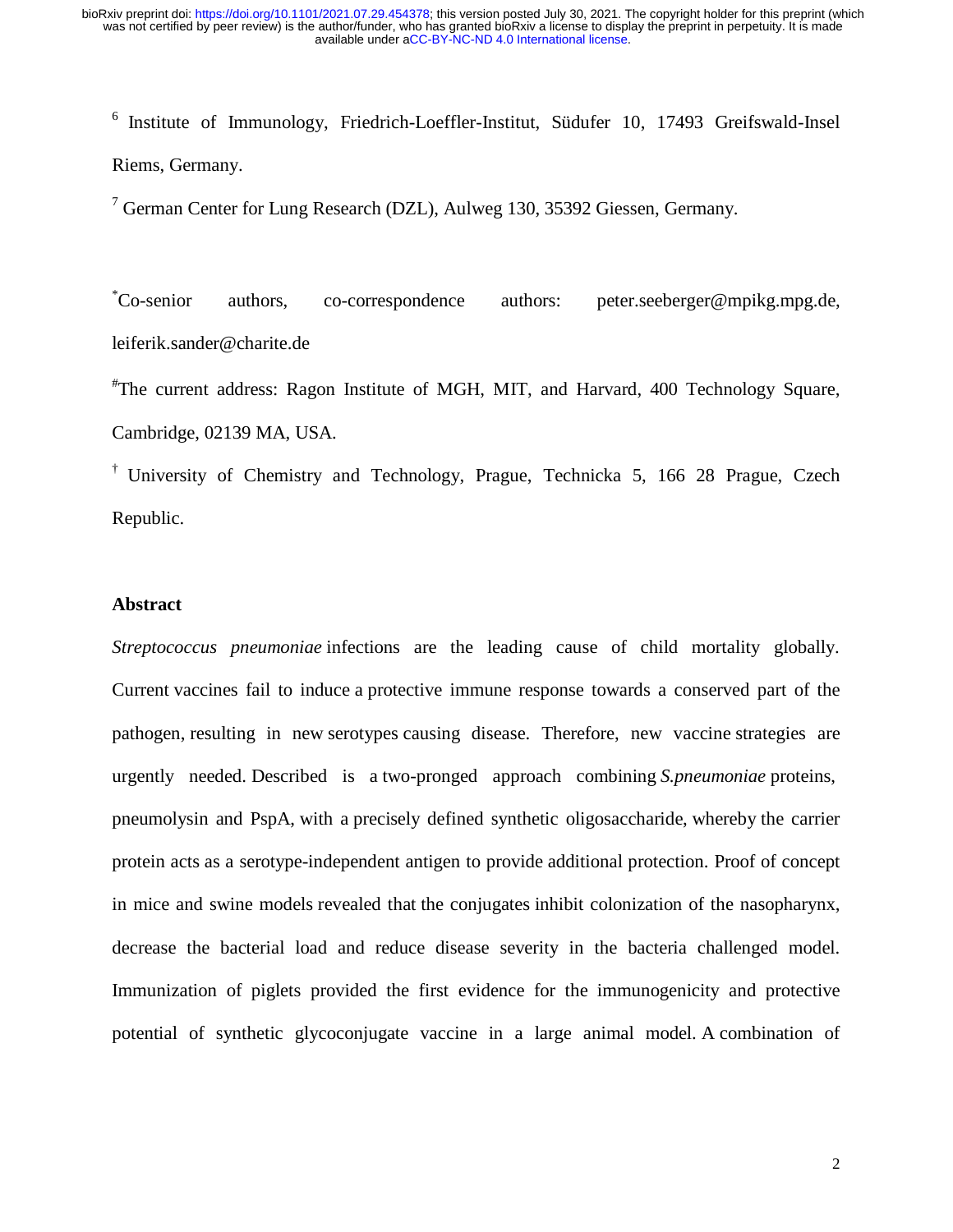[6] Institute of Immunology, Friedrich-Loeffler-Institut, Südufer 10, 17493 Greifswald-Insel Riems, Germany.

[7] German Center for Lung Research (DZL), Aulweg 130, 35392 Giessen, Germany.

[*]Co-senior authors, co-correspondence authors: peter.seeberger@mpikg.mpg.de, leiferik.sander@charite.de

[#]The current address: Ragon Institute of MGH, MIT, and Harvard, 400 Technology Square, Cambridge, 02139 MA, USA.

[†] University of Chemistry and Technology, Prague, Technicka 5, 166 28 Prague, Czech Republic.

## Abstract

*Streptococcus pneumoniae* infections are the leading cause of child mortality globally. Current vaccines fail to induce a protective immune response towards a conserved part of the pathogen, resulting in new serotypes causing disease. Therefore, new vaccine strategies are urgently needed. Described is a two-pronged approach combining *S.pneumoniae* proteins, pneumolysin and PspA, with a precisely defined synthetic oligosaccharide, whereby the carrier protein acts as a serotype-independent antigen to provide additional protection. Proof of concept in mice and swine models revealed that the conjugates inhibit colonization of the nasopharynx, decrease the bacterial load and reduce disease severity in the bacteria challenged model. Immunization of piglets provided the first evidence for the immunogenicity and protective potential of synthetic glycoconjugate vaccine in a large animal model. A combination of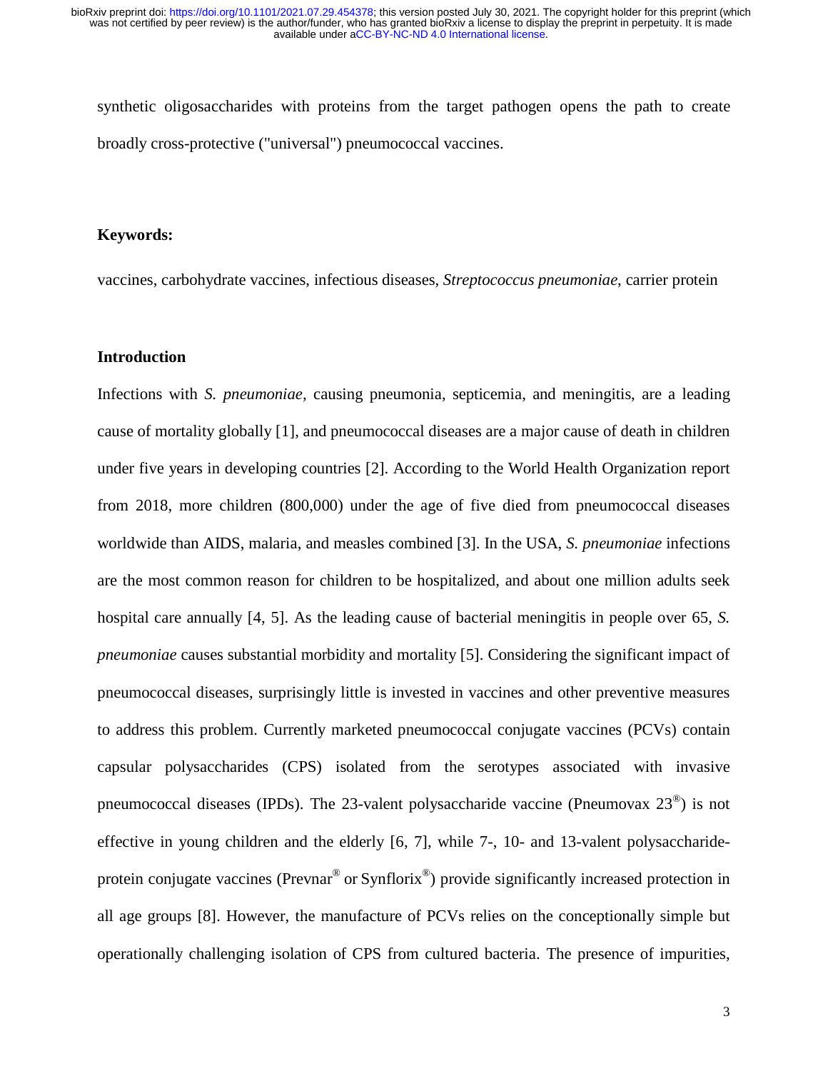synthetic oligosaccharides with proteins from the target pathogen opens the path to create broadly cross-protective ("universal") pneumococcal vaccines.

**Keywords:**

vaccines, carbohydrate vaccines, infectious diseases, *Streptococcus pneumoniae*, carrier protein

## Introduction

Infections with *S. pneumoniae*, causing pneumonia, septicemia, and meningitis, are a leading cause of mortality globally [1], and pneumococcal diseases are a major cause of death in children under five years in developing countries [2]. According to the World Health Organization report from 2018, more children (800,000) under the age of five died from pneumococcal diseases worldwide than AIDS, malaria, and measles combined [3]. In the USA, *S. pneumoniae* infections are the most common reason for children to be hospitalized, and about one million adults seek hospital care annually [4, 5]. As the leading cause of bacterial meningitis in people over 65, *S. pneumoniae* causes substantial morbidity and mortality [5]. Considering the significant impact of pneumococcal diseases, surprisingly little is invested in vaccines and other preventive measures to address this problem. Currently marketed pneumococcal conjugate vaccines (PCVs) contain capsular polysaccharides (CPS) isolated from the serotypes associated with invasive pneumococcal diseases (IPDs). The 23-valent polysaccharide vaccine (Pneumovax 23®) is not effective in young children and the elderly [6, 7], while 7-, 10- and 13-valent polysaccharide-protein conjugate vaccines (Prevnar® or Synflorix®) provide significantly increased protection in all age groups [8]. However, the manufacture of PCVs relies on the conceptionally simple but operationally challenging isolation of CPS from cultured bacteria. The presence of impurities,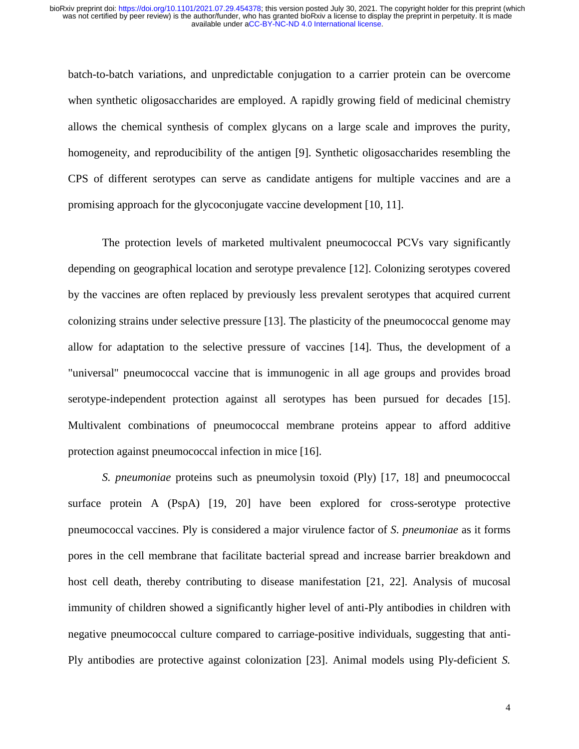batch-to-batch variations, and unpredictable conjugation to a carrier protein can be overcome when synthetic oligosaccharides are employed. A rapidly growing field of medicinal chemistry allows the chemical synthesis of complex glycans on a large scale and improves the purity, homogeneity, and reproducibility of the antigen [9]. Synthetic oligosaccharides resembling the CPS of different serotypes can serve as candidate antigens for multiple vaccines and are a promising approach for the glycoconjugate vaccine development [10, 11].

The protection levels of marketed multivalent pneumococcal PCVs vary significantly depending on geographical location and serotype prevalence [12]. Colonizing serotypes covered by the vaccines are often replaced by previously less prevalent serotypes that acquired current colonizing strains under selective pressure [13]. The plasticity of the pneumococcal genome may allow for adaptation to the selective pressure of vaccines [14]. Thus, the development of a "universal" pneumococcal vaccine that is immunogenic in all age groups and provides broad serotype-independent protection against all serotypes has been pursued for decades [15]. Multivalent combinations of pneumococcal membrane proteins appear to afford additive protection against pneumococcal infection in mice [16].

*S. pneumoniae* proteins such as pneumolysin toxoid (Ply) [17, 18] and pneumococcal surface protein A (PspA) [19, 20] have been explored for cross-serotype protective pneumococcal vaccines. Ply is considered a major virulence factor of *S. pneumoniae* as it forms pores in the cell membrane that facilitate bacterial spread and increase barrier breakdown and host cell death, thereby contributing to disease manifestation [21, 22]. Analysis of mucosal immunity of children showed a significantly higher level of anti-Ply antibodies in children with negative pneumococcal culture compared to carriage-positive individuals, suggesting that anti-Ply antibodies are protective against colonization [23]. Animal models using Ply-deficient *S.*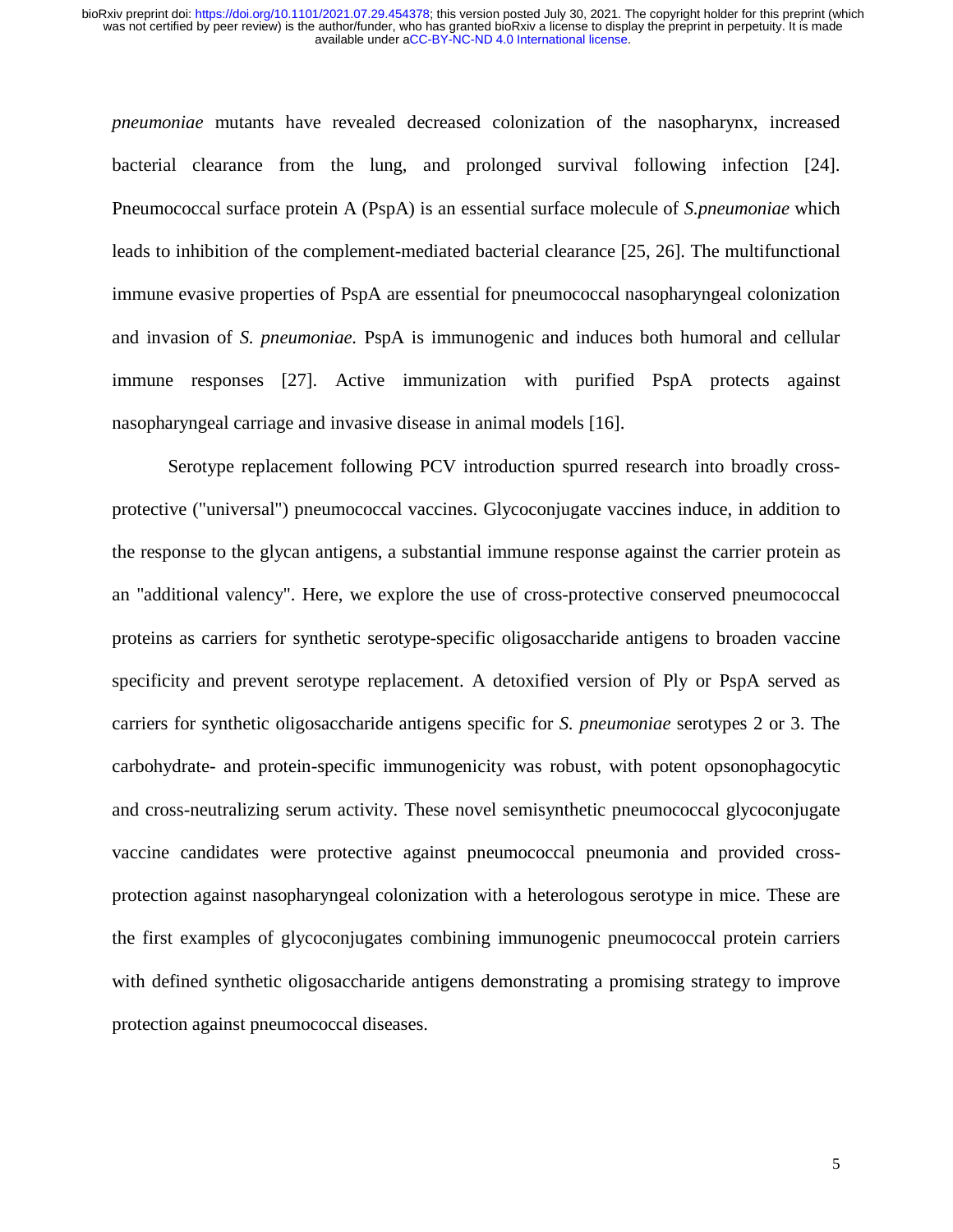*pneumoniae* mutants have revealed decreased colonization of the nasopharynx, increased bacterial clearance from the lung, and prolonged survival following infection [24]. Pneumococcal surface protein A (PspA) is an essential surface molecule of *S.pneumoniae* which leads to inhibition of the complement-mediated bacterial clearance [25, 26]. The multifunctional immune evasive properties of PspA are essential for pneumococcal nasopharyngeal colonization and invasion of *S. pneumoniae.* PspA is immunogenic and induces both humoral and cellular immune responses [27]. Active immunization with purified PspA protects against nasopharyngeal carriage and invasive disease in animal models [16].

Serotype replacement following PCV introduction spurred research into broadly cross-protective ("universal") pneumococcal vaccines. Glycoconjugate vaccines induce, in addition to the response to the glycan antigens, a substantial immune response against the carrier protein as an "additional valency". Here, we explore the use of cross-protective conserved pneumococcal proteins as carriers for synthetic serotype-specific oligosaccharide antigens to broaden vaccine specificity and prevent serotype replacement. A detoxified version of Ply or PspA served as carriers for synthetic oligosaccharide antigens specific for *S. pneumoniae* serotypes 2 or 3. The carbohydrate- and protein-specific immunogenicity was robust, with potent opsonophagocytic and cross-neutralizing serum activity. These novel semisynthetic pneumococcal glycoconjugate vaccine candidates were protective against pneumococcal pneumonia and provided cross-protection against nasopharyngeal colonization with a heterologous serotype in mice. These are the first examples of glycoconjugates combining immunogenic pneumococcal protein carriers with defined synthetic oligosaccharide antigens demonstrating a promising strategy to improve protection against pneumococcal diseases.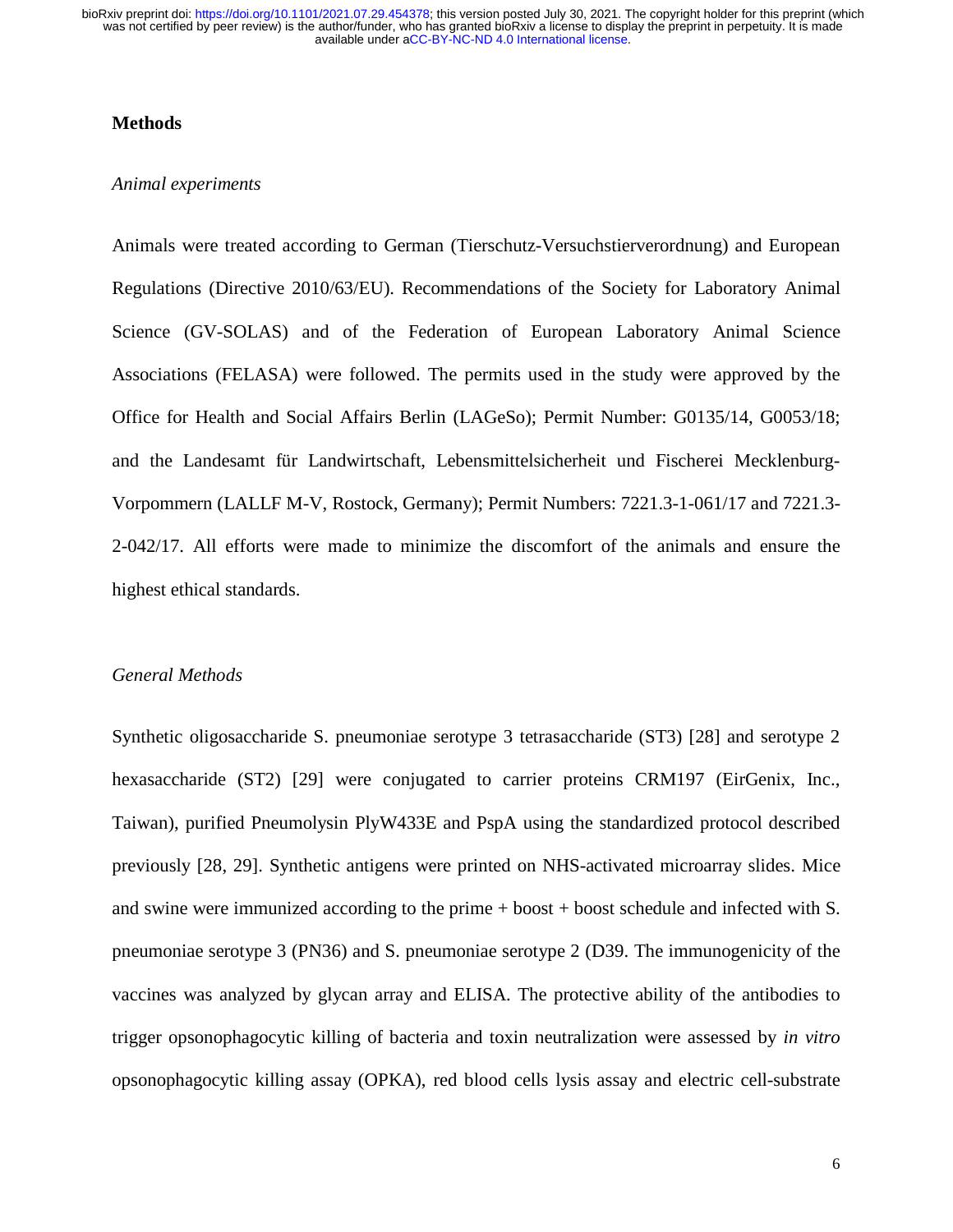## Methods

### *Animal experiments*

Animals were treated according to German (Tierschutz-Versuchstierverordnung) and European Regulations (Directive 2010/63/EU). Recommendations of the Society for Laboratory Animal Science (GV-SOLAS) and of the Federation of European Laboratory Animal Science Associations (FELASA) were followed. The permits used in the study were approved by the Office for Health and Social Affairs Berlin (LAGeSo); Permit Number: G0135/14, G0053/18; and the Landesamt für Landwirtschaft, Lebensmittelsicherheit und Fischerei Mecklenburg-Vorpommern (LALLF M-V, Rostock, Germany); Permit Numbers: 7221.3-1-061/17 and 7221.3-2-042/17. All efforts were made to minimize the discomfort of the animals and ensure the highest ethical standards.

### *General Methods*

Synthetic oligosaccharide S. pneumoniae serotype 3 tetrasaccharide (ST3) [28] and serotype 2 hexasaccharide (ST2) [29] were conjugated to carrier proteins CRM197 (EirGenix, Inc., Taiwan), purified Pneumolysin PlyW433E and PspA using the standardized protocol described previously [28, 29]. Synthetic antigens were printed on NHS-activated microarray slides. Mice and swine were immunized according to the prime + boost + boost schedule and infected with S. pneumoniae serotype 3 (PN36) and S. pneumoniae serotype 2 (D39. The immunogenicity of the vaccines was analyzed by glycan array and ELISA. The protective ability of the antibodies to trigger opsonophagocytic killing of bacteria and toxin neutralization were assessed by *in vitro* opsonophagocytic killing assay (OPKA), red blood cells lysis assay and electric cell-substrate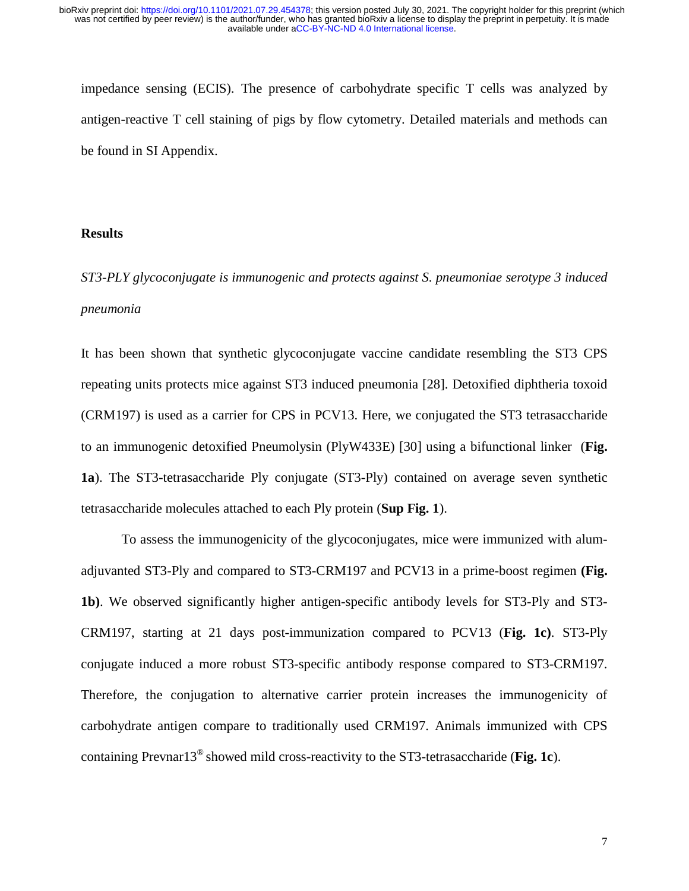impedance sensing (ECIS). The presence of carbohydrate specific T cells was analyzed by antigen-reactive T cell staining of pigs by flow cytometry. Detailed materials and methods can be found in SI Appendix.

## Results

### *ST3-PLY glycoconjugate is immunogenic and protects against S. pneumoniae serotype 3 induced pneumonia*

It has been shown that synthetic glycoconjugate vaccine candidate resembling the ST3 CPS repeating units protects mice against ST3 induced pneumonia [28]. Detoxified diphtheria toxoid (CRM197) is used as a carrier for CPS in PCV13. Here, we conjugated the ST3 tetrasaccharide to an immunogenic detoxified Pneumolysin (PlyW433E) [30] using a bifunctional linker (**Fig. 1a**). The ST3-tetrasaccharide Ply conjugate (ST3-Ply) contained on average seven synthetic tetrasaccharide molecules attached to each Ply protein (**Sup Fig. 1**).

To assess the immunogenicity of the glycoconjugates, mice were immunized with alum-adjuvanted ST3-Ply and compared to ST3-CRM197 and PCV13 in a prime-boost regimen **(Fig. 1b)**. We observed significantly higher antigen-specific antibody levels for ST3-Ply and ST3-CRM197, starting at 21 days post-immunization compared to PCV13 (**Fig. 1c)**. ST3-Ply conjugate induced a more robust ST3-specific antibody response compared to ST3-CRM197. Therefore, the conjugation to alternative carrier protein increases the immunogenicity of carbohydrate antigen compare to traditionally used CRM197. Animals immunized with CPS containing Prevnar13® showed mild cross-reactivity to the ST3-tetrasaccharide (**Fig. 1c**).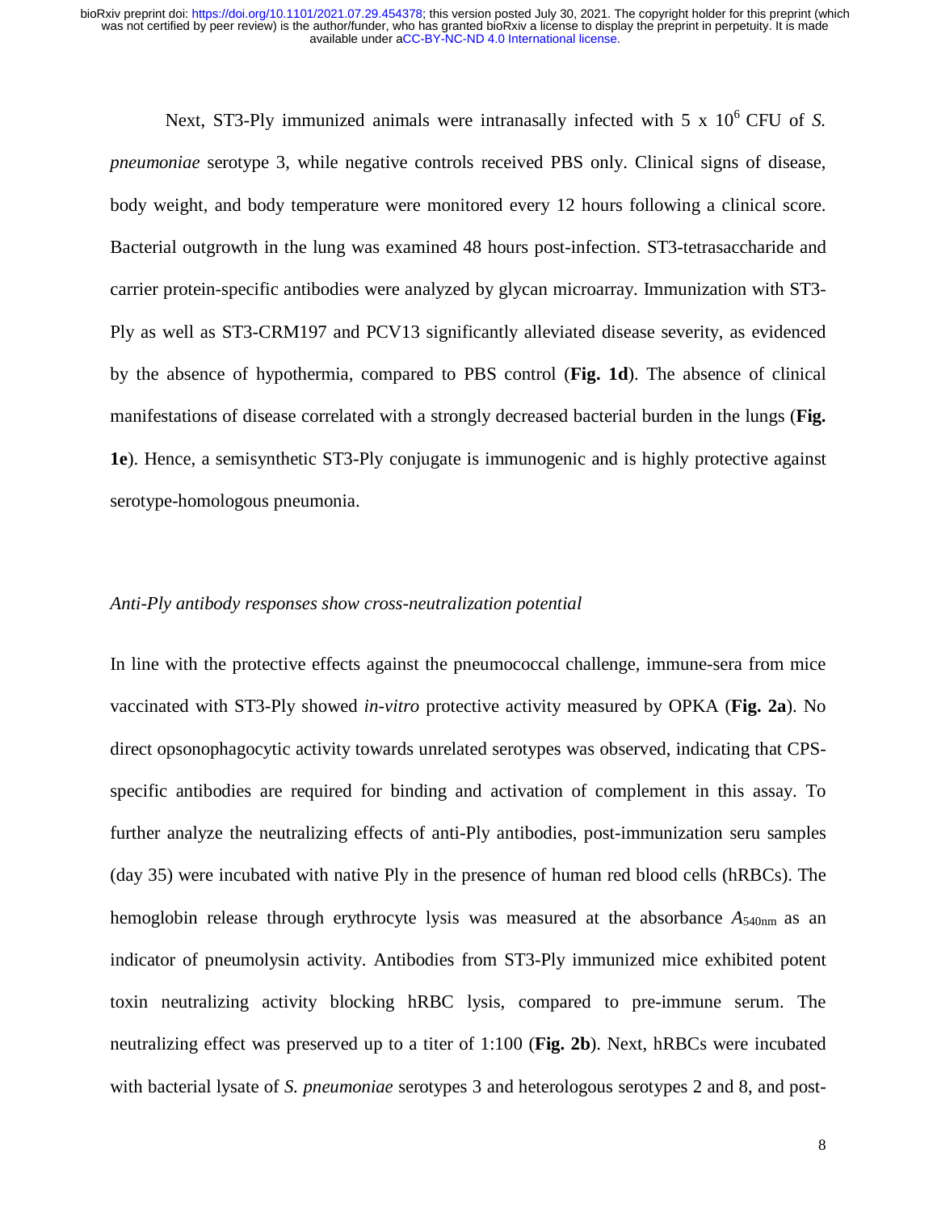Next, ST3-Ply immunized animals were intranasally infected with 5 x $10^6$ CFU of *S. pneumoniae* serotype 3, while negative controls received PBS only. Clinical signs of disease, body weight, and body temperature were monitored every 12 hours following a clinical score. Bacterial outgrowth in the lung was examined 48 hours post-infection. ST3-tetrasaccharide and carrier protein-specific antibodies were analyzed by glycan microarray. Immunization with ST3-Ply as well as ST3-CRM197 and PCV13 significantly alleviated disease severity, as evidenced by the absence of hypothermia, compared to PBS control (**Fig. 1d**). The absence of clinical manifestations of disease correlated with a strongly decreased bacterial burden in the lungs (**Fig. 1e**). Hence, a semisynthetic ST3-Ply conjugate is immunogenic and is highly protective against serotype-homologous pneumonia.

*Anti-Ply antibody responses show cross-neutralization potential*

In line with the protective effects against the pneumococcal challenge, immune-sera from mice vaccinated with ST3-Ply showed *in-vitro* protective activity measured by OPKA (**Fig. 2a**). No direct opsonophagocytic activity towards unrelated serotypes was observed, indicating that CPS-specific antibodies are required for binding and activation of complement in this assay. To further analyze the neutralizing effects of anti-Ply antibodies, post-immunization seru samples (day 35) were incubated with native Ply in the presence of human red blood cells (hRBCs). The hemoglobin release through erythrocyte lysis was measured at the absorbance $A_{540\text{nm}}$ as an indicator of pneumolysin activity. Antibodies from ST3-Ply immunized mice exhibited potent toxin neutralizing activity blocking hRBC lysis, compared to pre-immune serum. The neutralizing effect was preserved up to a titer of 1:100 (**Fig. 2b**). Next, hRBCs were incubated with bacterial lysate of *S. pneumoniae* serotypes 3 and heterologous serotypes 2 and 8, and post-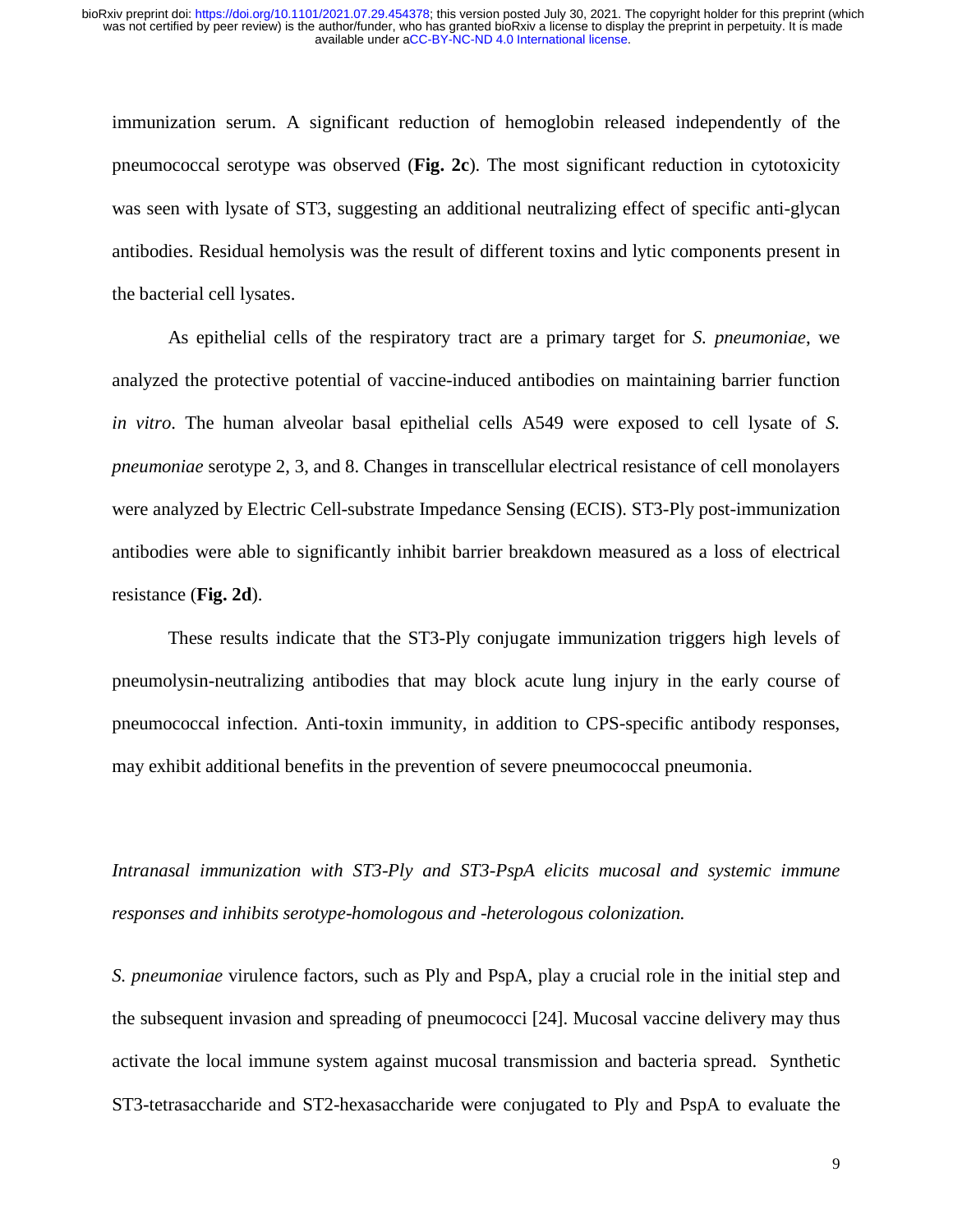immunization serum. A significant reduction of hemoglobin released independently of the pneumococcal serotype was observed (**Fig. 2c**). The most significant reduction in cytotoxicity was seen with lysate of ST3, suggesting an additional neutralizing effect of specific anti-glycan antibodies. Residual hemolysis was the result of different toxins and lytic components present in the bacterial cell lysates.

As epithelial cells of the respiratory tract are a primary target for *S. pneumoniae*, we analyzed the protective potential of vaccine-induced antibodies on maintaining barrier function *in vitro*. The human alveolar basal epithelial cells A549 were exposed to cell lysate of *S. pneumoniae* serotype 2, 3, and 8. Changes in transcellular electrical resistance of cell monolayers were analyzed by Electric Cell-substrate Impedance Sensing (ECIS). ST3-Ply post-immunization antibodies were able to significantly inhibit barrier breakdown measured as a loss of electrical resistance (**Fig. 2d**).

These results indicate that the ST3-Ply conjugate immunization triggers high levels of pneumolysin-neutralizing antibodies that may block acute lung injury in the early course of pneumococcal infection. Anti-toxin immunity, in addition to CPS-specific antibody responses, may exhibit additional benefits in the prevention of severe pneumococcal pneumonia.

*Intranasal immunization with ST3-Ply and ST3-PspA elicits mucosal and systemic immune responses and inhibits serotype-homologous and -heterologous colonization.*

*S. pneumoniae* virulence factors, such as Ply and PspA, play a crucial role in the initial step and the subsequent invasion and spreading of pneumococci [24]. Mucosal vaccine delivery may thus activate the local immune system against mucosal transmission and bacteria spread. Synthetic ST3-tetrasaccharide and ST2-hexasaccharide were conjugated to Ply and PspA to evaluate the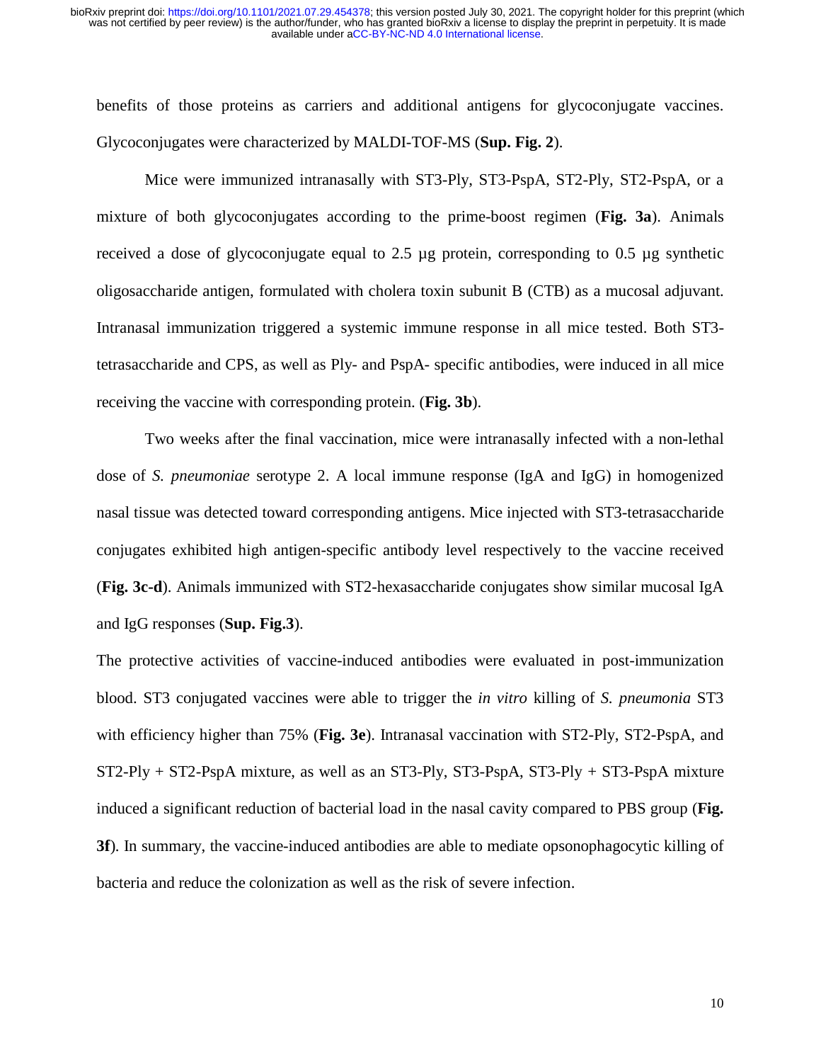benefits of those proteins as carriers and additional antigens for glycoconjugate vaccines. Glycoconjugates were characterized by MALDI-TOF-MS (**Sup. Fig. 2**).

Mice were immunized intranasally with ST3-Ply, ST3-PspA, ST2-Ply, ST2-PspA, or a mixture of both glycoconjugates according to the prime-boost regimen (**Fig. 3a**). Animals received a dose of glycoconjugate equal to 2.5 µg protein, corresponding to 0.5 µg synthetic oligosaccharide antigen, formulated with cholera toxin subunit B (CTB) as a mucosal adjuvant. Intranasal immunization triggered a systemic immune response in all mice tested. Both ST3-tetrasaccharide and CPS, as well as Ply- and PspA- specific antibodies, were induced in all mice receiving the vaccine with corresponding protein. (**Fig. 3b**).

Two weeks after the final vaccination, mice were intranasally infected with a non-lethal dose of *S. pneumoniae* serotype 2. A local immune response (IgA and IgG) in homogenized nasal tissue was detected toward corresponding antigens. Mice injected with ST3-tetrasaccharide conjugates exhibited high antigen-specific antibody level respectively to the vaccine received (**Fig. 3c-d**). Animals immunized with ST2-hexasaccharide conjugates show similar mucosal IgA and IgG responses (**Sup. Fig.3**).

The protective activities of vaccine-induced antibodies were evaluated in post-immunization blood. ST3 conjugated vaccines were able to trigger the *in vitro* killing of *S. pneumonia* ST3 with efficiency higher than 75% (**Fig. 3e**). Intranasal vaccination with ST2-Ply, ST2-PspA, and ST2-Ply + ST2-PspA mixture, as well as an ST3-Ply, ST3-PspA, ST3-Ply + ST3-PspA mixture induced a significant reduction of bacterial load in the nasal cavity compared to PBS group (**Fig. 3f**). In summary, the vaccine-induced antibodies are able to mediate opsonophagocytic killing of bacteria and reduce the colonization as well as the risk of severe infection.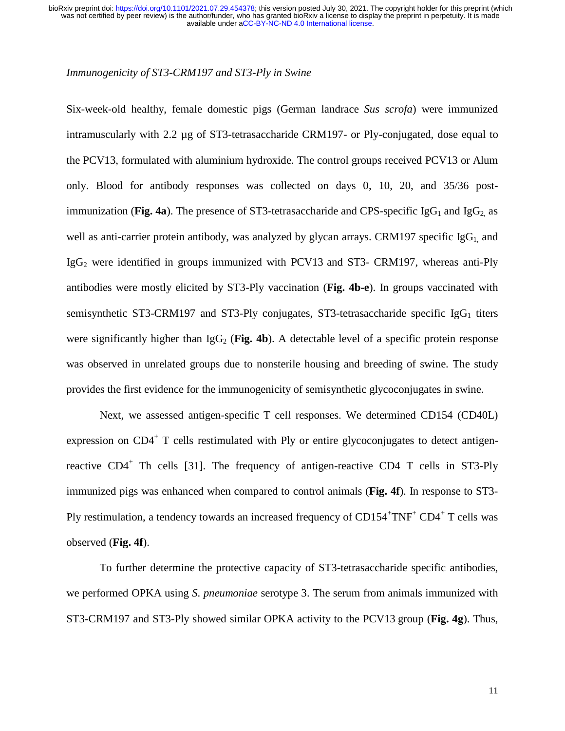*Immunogenicity of ST3-CRM197 and ST3-Ply in Swine*

Six-week-old healthy, female domestic pigs (German landrace *Sus scrofa*) were immunized intramuscularly with 2.2 µg of ST3-tetrasaccharide CRM197- or Ply-conjugated, dose equal to the PCV13, formulated with aluminium hydroxide. The control groups received PCV13 or Alum only. Blood for antibody responses was collected on days 0, 10, 20, and 35/36 post-immunization (**Fig. 4a**). The presence of ST3-tetrasaccharide and CPS-specific $IgG_1$ and $IgG_2$, as well as anti-carrier protein antibody, was analyzed by glycan arrays. CRM197 specific $IgG_1$, and $IgG_2$ were identified in groups immunized with PCV13 and ST3- CRM197, whereas anti-Ply antibodies were mostly elicited by ST3-Ply vaccination (**Fig. 4b-e**). In groups vaccinated with semisynthetic ST3-CRM197 and ST3-Ply conjugates, ST3-tetrasaccharide specific $IgG_1$ titers were significantly higher than $IgG_2$ (**Fig. 4b**). A detectable level of a specific protein response was observed in unrelated groups due to nonsterile housing and breeding of swine. The study provides the first evidence for the immunogenicity of semisynthetic glycoconjugates in swine.

Next, we assessed antigen-specific T cell responses. We determined CD154 (CD40L) expression on $CD4^+$ T cells restimulated with Ply or entire glycoconjugates to detect antigen-reactive $CD4^+$ Th cells [31]. The frequency of antigen-reactive CD4 T cells in ST3-Ply immunized pigs was enhanced when compared to control animals (**Fig. 4f**). In response to ST3-Ply restimulation, a tendency towards an increased frequency of $CD154^+TNF^+$ $CD4^+$ T cells was observed (**Fig. 4f**).

To further determine the protective capacity of ST3-tetrasaccharide specific antibodies, we performed OPKA using *S. pneumoniae* serotype 3. The serum from animals immunized with ST3-CRM197 and ST3-Ply showed similar OPKA activity to the PCV13 group (**Fig. 4g**). Thus,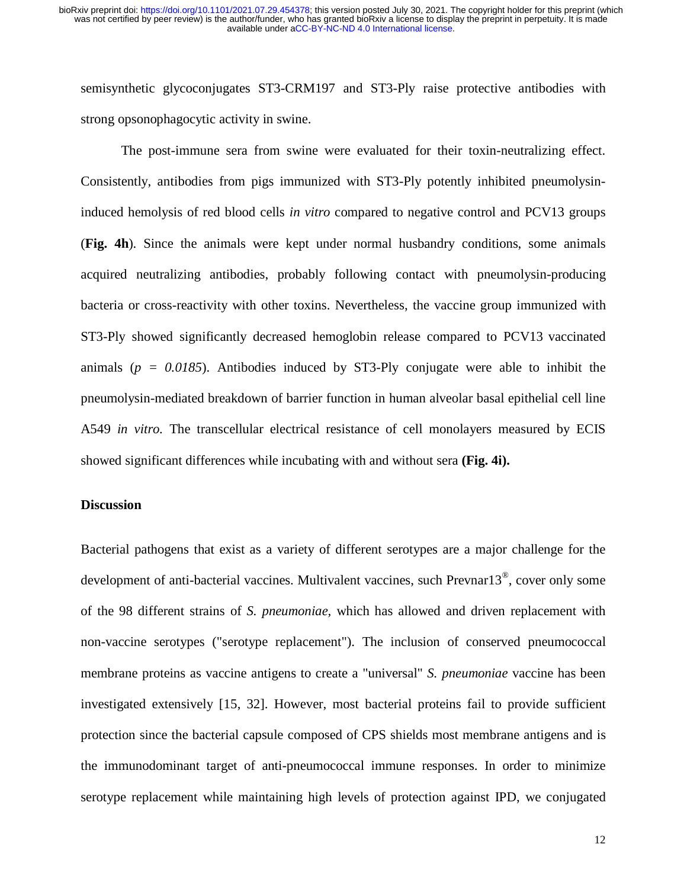semisynthetic glycoconjugates ST3-CRM197 and ST3-Ply raise protective antibodies with strong opsonophagocytic activity in swine.

The post-immune sera from swine were evaluated for their toxin-neutralizing effect. Consistently, antibodies from pigs immunized with ST3-Ply potently inhibited pneumolysin-induced hemolysis of red blood cells *in vitro* compared to negative control and PCV13 groups (**Fig. 4h**). Since the animals were kept under normal husbandry conditions, some animals acquired neutralizing antibodies, probably following contact with pneumolysin-producing bacteria or cross-reactivity with other toxins. Nevertheless, the vaccine group immunized with ST3-Ply showed significantly decreased hemoglobin release compared to PCV13 vaccinated animals ($p = 0.0185$). Antibodies induced by ST3-Ply conjugate were able to inhibit the pneumolysin-mediated breakdown of barrier function in human alveolar basal epithelial cell line A549 *in vitro.* The transcellular electrical resistance of cell monolayers measured by ECIS showed significant differences while incubating with and without sera **(Fig. 4i).**

## Discussion

Bacterial pathogens that exist as a variety of different serotypes are a major challenge for the development of anti-bacterial vaccines. Multivalent vaccines, such Prevnar13®, cover only some of the 98 different strains of *S. pneumoniae,* which has allowed and driven replacement with non-vaccine serotypes ("serotype replacement"). The inclusion of conserved pneumococcal membrane proteins as vaccine antigens to create a "universal" *S. pneumoniae* vaccine has been investigated extensively [15, 32]. However, most bacterial proteins fail to provide sufficient protection since the bacterial capsule composed of CPS shields most membrane antigens and is the immunodominant target of anti-pneumococcal immune responses. In order to minimize serotype replacement while maintaining high levels of protection against IPD, we conjugated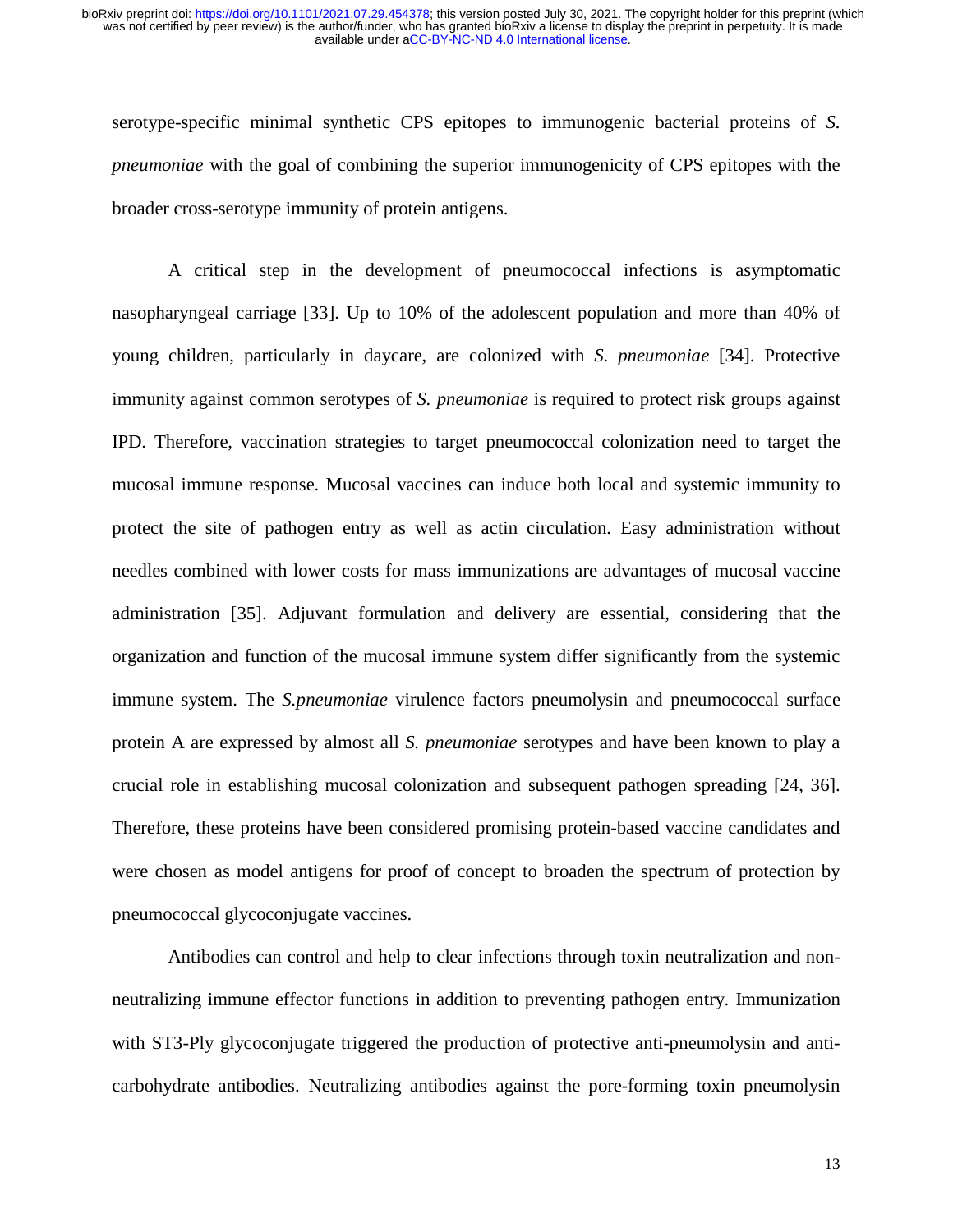serotype-specific minimal synthetic CPS epitopes to immunogenic bacterial proteins of *S. pneumoniae* with the goal of combining the superior immunogenicity of CPS epitopes with the broader cross-serotype immunity of protein antigens.

A critical step in the development of pneumococcal infections is asymptomatic nasopharyngeal carriage [33]. Up to 10% of the adolescent population and more than 40% of young children, particularly in daycare, are colonized with *S. pneumoniae* [34]. Protective immunity against common serotypes of *S. pneumoniae* is required to protect risk groups against IPD. Therefore, vaccination strategies to target pneumococcal colonization need to target the mucosal immune response. Mucosal vaccines can induce both local and systemic immunity to protect the site of pathogen entry as well as actin circulation. Easy administration without needles combined with lower costs for mass immunizations are advantages of mucosal vaccine administration [35]. Adjuvant formulation and delivery are essential, considering that the organization and function of the mucosal immune system differ significantly from the systemic immune system. The *S.pneumoniae* virulence factors pneumolysin and pneumococcal surface protein A are expressed by almost all *S. pneumoniae* serotypes and have been known to play a crucial role in establishing mucosal colonization and subsequent pathogen spreading [24, 36]. Therefore, these proteins have been considered promising protein-based vaccine candidates and were chosen as model antigens for proof of concept to broaden the spectrum of protection by pneumococcal glycoconjugate vaccines.

Antibodies can control and help to clear infections through toxin neutralization and non-neutralizing immune effector functions in addition to preventing pathogen entry. Immunization with ST3-Ply glycoconjugate triggered the production of protective anti-pneumolysin and anti-carbohydrate antibodies. Neutralizing antibodies against the pore-forming toxin pneumolysin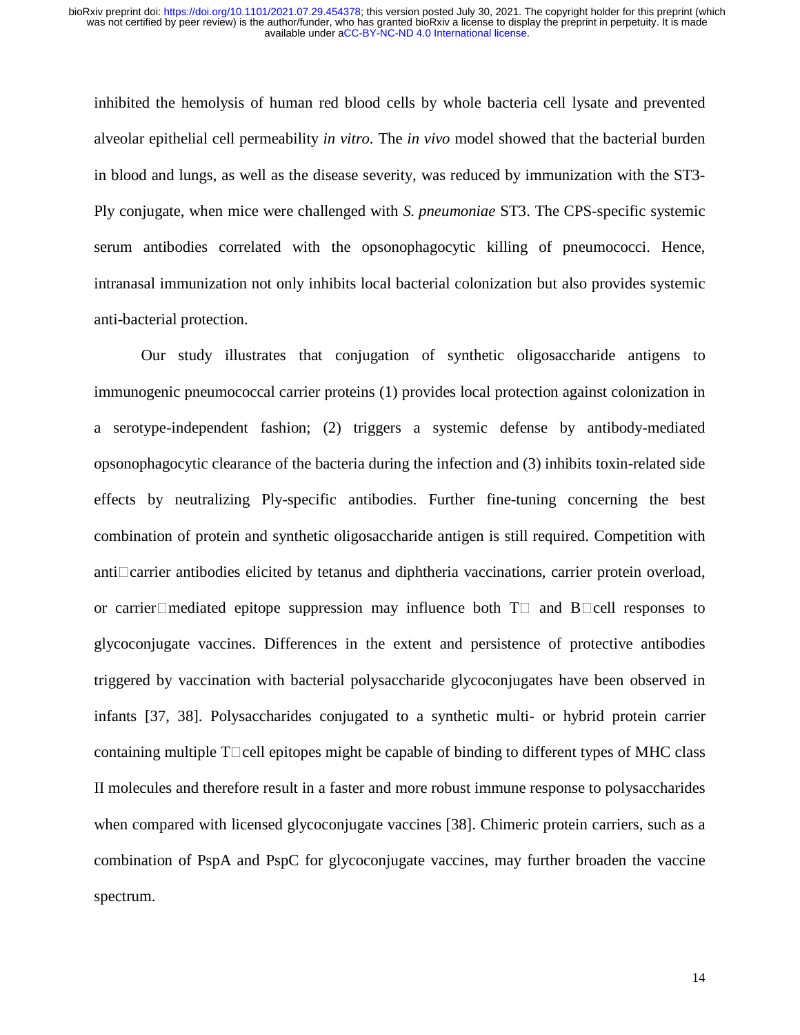inhibited the hemolysis of human red blood cells by whole bacteria cell lysate and prevented alveolar epithelial cell permeability *in vitro*. The *in vivo* model showed that the bacterial burden in blood and lungs, as well as the disease severity, was reduced by immunization with the ST3-Ply conjugate, when mice were challenged with *S. pneumoniae* ST3. The CPS-specific systemic serum antibodies correlated with the opsonophagocytic killing of pneumococci. Hence, intranasal immunization not only inhibits local bacterial colonization but also provides systemic anti-bacterial protection.

Our study illustrates that conjugation of synthetic oligosaccharide antigens to immunogenic pneumococcal carrier proteins (1) provides local protection against colonization in a serotype-independent fashion; (2) triggers a systemic defense by antibody-mediated opsonophagocytic clearance of the bacteria during the infection and (3) inhibits toxin-related side effects by neutralizing Ply-specific antibodies. Further fine-tuning concerning the best combination of protein and synthetic oligosaccharide antigen is still required. Competition with anti□carrier antibodies elicited by tetanus and diphtheria vaccinations, carrier protein overload, or carrier□mediated epitope suppression may influence both T□ and B□cell responses to glycoconjugate vaccines. Differences in the extent and persistence of protective antibodies triggered by vaccination with bacterial polysaccharide glycoconjugates have been observed in infants [37, 38]. Polysaccharides conjugated to a synthetic multi- or hybrid protein carrier containing multiple T□cell epitopes might be capable of binding to different types of MHC class II molecules and therefore result in a faster and more robust immune response to polysaccharides when compared with licensed glycoconjugate vaccines [38]. Chimeric protein carriers, such as a combination of PspA and PspC for glycoconjugate vaccines, may further broaden the vaccine spectrum.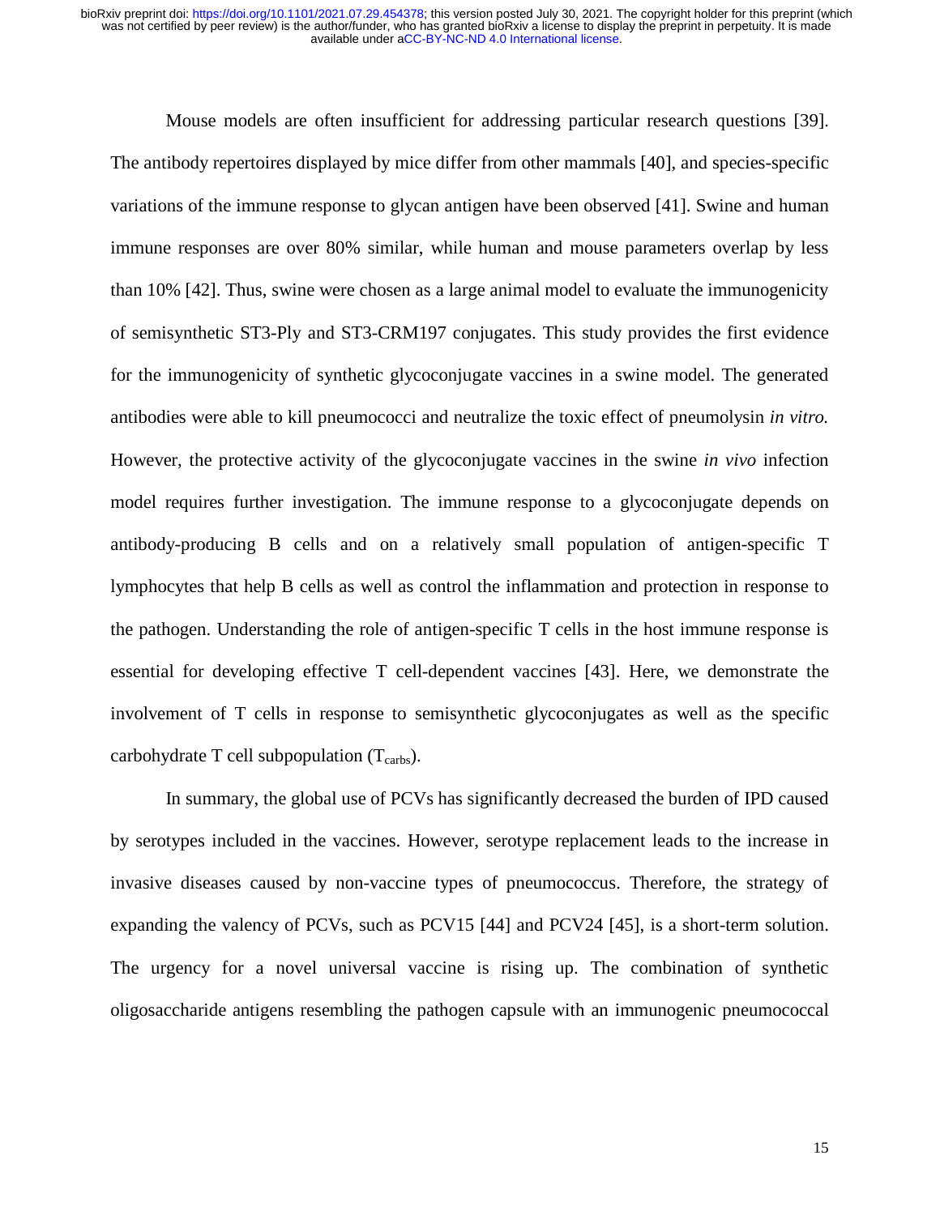Mouse models are often insufficient for addressing particular research questions [39]. The antibody repertoires displayed by mice differ from other mammals [40], and species-specific variations of the immune response to glycan antigen have been observed [41]. Swine and human immune responses are over 80% similar, while human and mouse parameters overlap by less than 10% [42]. Thus, swine were chosen as a large animal model to evaluate the immunogenicity of semisynthetic ST3-Ply and ST3-CRM197 conjugates. This study provides the first evidence for the immunogenicity of synthetic glycoconjugate vaccines in a swine model. The generated antibodies were able to kill pneumococci and neutralize the toxic effect of pneumolysin *in vitro.* However, the protective activity of the glycoconjugate vaccines in the swine *in vivo* infection model requires further investigation. The immune response to a glycoconjugate depends on antibody-producing B cells and on a relatively small population of antigen-specific T lymphocytes that help B cells as well as control the inflammation and protection in response to the pathogen. Understanding the role of antigen-specific T cells in the host immune response is essential for developing effective T cell-dependent vaccines [43]. Here, we demonstrate the involvement of T cells in response to semisynthetic glycoconjugates as well as the specific carbohydrate T cell subpopulation ($T_{carbs}$).

In summary, the global use of PCVs has significantly decreased the burden of IPD caused by serotypes included in the vaccines. However, serotype replacement leads to the increase in invasive diseases caused by non-vaccine types of pneumococcus. Therefore, the strategy of expanding the valency of PCVs, such as PCV15 [44] and PCV24 [45], is a short-term solution. The urgency for a novel universal vaccine is rising up. The combination of synthetic oligosaccharide antigens resembling the pathogen capsule with an immunogenic pneumococcal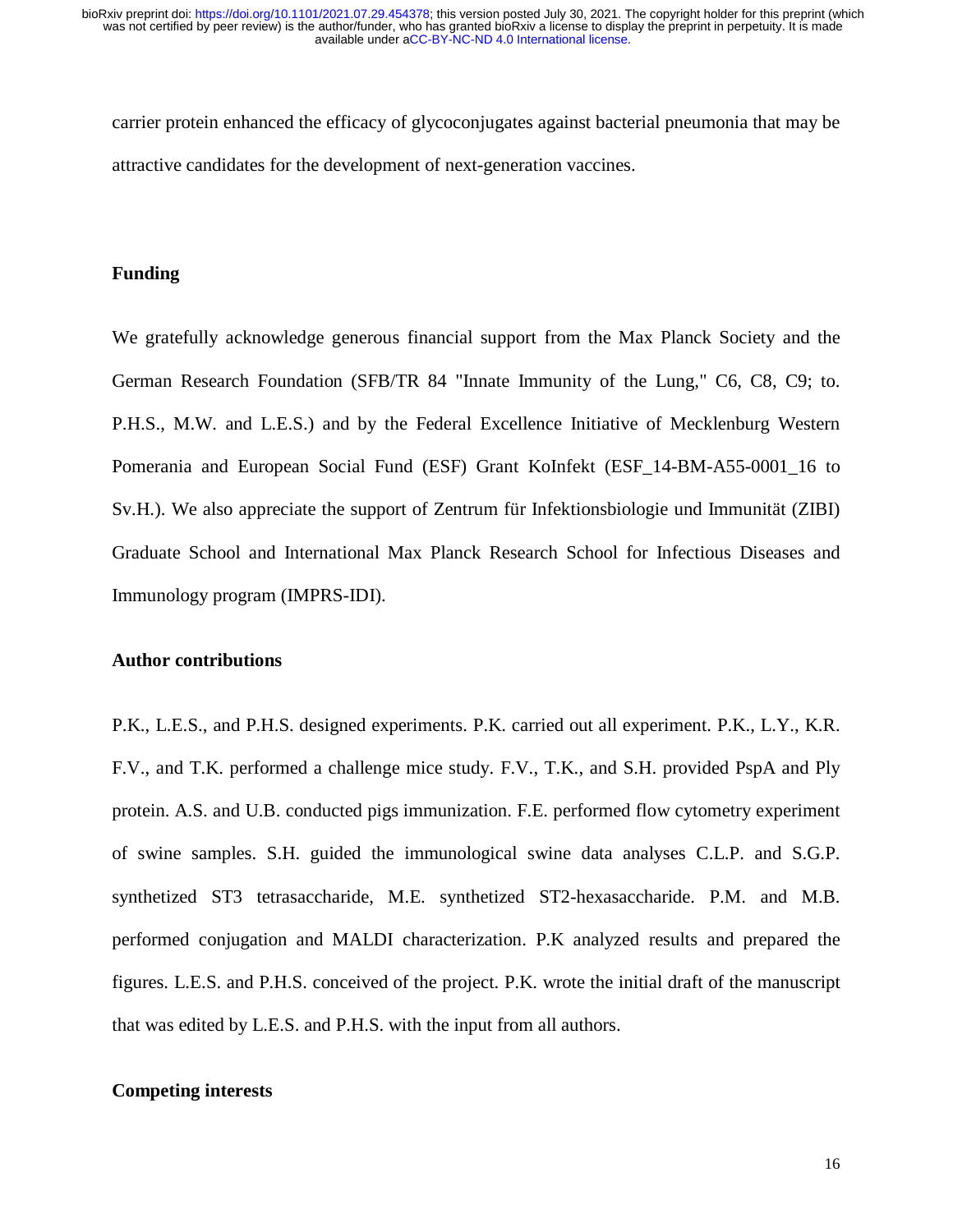carrier protein enhanced the efficacy of glycoconjugates against bacterial pneumonia that may be attractive candidates for the development of next-generation vaccines.

## Funding

We gratefully acknowledge generous financial support from the Max Planck Society and the German Research Foundation (SFB/TR 84 "Innate Immunity of the Lung," C6, C8, C9; to. P.H.S., M.W. and L.E.S.) and by the Federal Excellence Initiative of Mecklenburg Western Pomerania and European Social Fund (ESF) Grant KoInfekt (ESF_14-BM-A55-0001_16 to Sv.H.). We also appreciate the support of Zentrum für Infektionsbiologie und Immunität (ZIBI) Graduate School and International Max Planck Research School for Infectious Diseases and Immunology program (IMPRS-IDI).

## Author contributions

P.K., L.E.S., and P.H.S. designed experiments. P.K. carried out all experiment. P.K., L.Y., K.R. F.V., and T.K. performed a challenge mice study. F.V., T.K., and S.H. provided PspA and Ply protein. A.S. and U.B. conducted pigs immunization. F.E. performed flow cytometry experiment of swine samples. S.H. guided the immunological swine data analyses C.L.P. and S.G.P. synthetized ST3 tetrasaccharide, M.E. synthetized ST2-hexasaccharide. P.M. and M.B. performed conjugation and MALDI characterization. P.K analyzed results and prepared the figures. L.E.S. and P.H.S. conceived of the project. P.K. wrote the initial draft of the manuscript that was edited by L.E.S. and P.H.S. with the input from all authors.

## Competing interests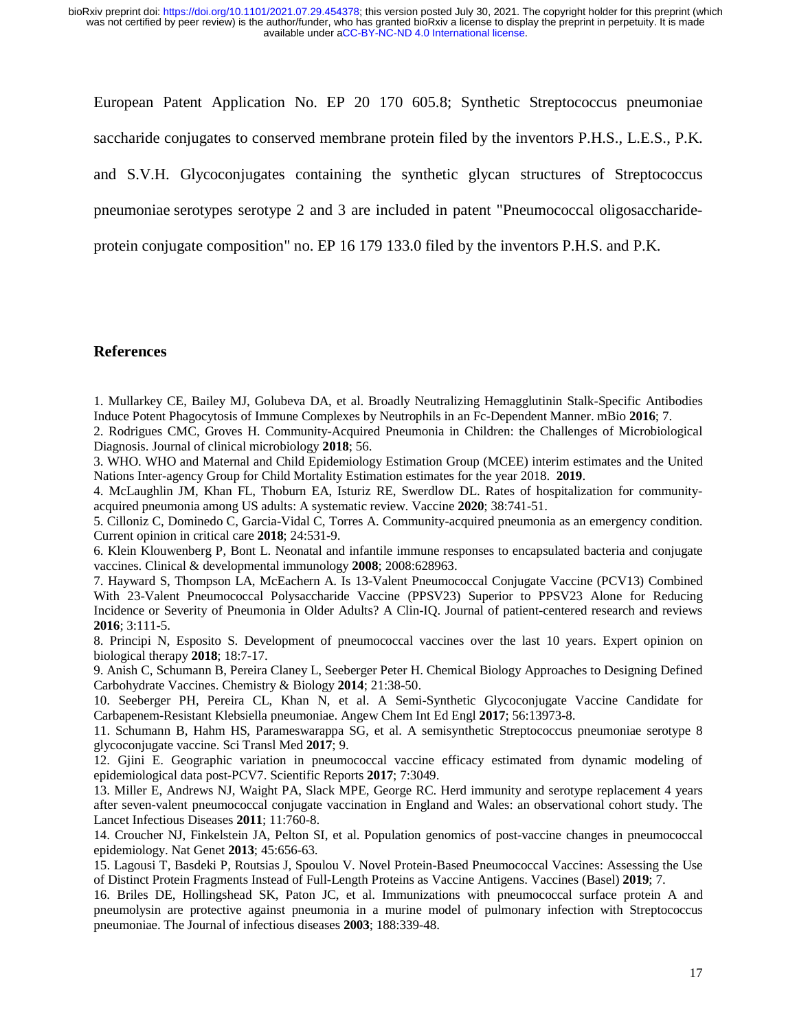European Patent Application No. EP 20 170 605.8; Synthetic Streptococcus pneumoniae saccharide conjugates to conserved membrane protein filed by the inventors P.H.S., L.E.S., P.K. and S.V.H. Glycoconjugates containing the synthetic glycan structures of Streptococcus pneumoniae serotypes serotype 2 and 3 are included in patent "Pneumococcal oligosaccharide-protein conjugate composition" no. EP 16 179 133.0 filed by the inventors P.H.S. and P.K.

## References

1. Mullarkey CE, Bailey MJ, Golubeva DA, et al. Broadly Neutralizing Hemagglutinin Stalk-Specific Antibodies Induce Potent Phagocytosis of Immune Complexes by Neutrophils in an Fc-Dependent Manner. mBio **2016**; 7.
2. Rodrigues CMC, Groves H. Community-Acquired Pneumonia in Children: the Challenges of Microbiological Diagnosis. Journal of clinical microbiology **2018**; 56.
3. WHO. WHO and Maternal and Child Epidemiology Estimation Group (MCEE) interim estimates and the United Nations Inter-agency Group for Child Mortality Estimation estimates for the year 2018. **2019**.
4. McLaughlin JM, Khan FL, Thoburn EA, Isturiz RE, Swerdlow DL. Rates of hospitalization for community-acquired pneumonia among US adults: A systematic review. Vaccine **2020**; 38:741-51.
5. Cilloniz C, Dominedo C, Garcia-Vidal C, Torres A. Community-acquired pneumonia as an emergency condition. Current opinion in critical care **2018**; 24:531-9.
6. Klein Klouwenberg P, Bont L. Neonatal and infantile immune responses to encapsulated bacteria and conjugate vaccines. Clinical & developmental immunology **2008**; 2008:628963.
7. Hayward S, Thompson LA, McEachern A. Is 13-Valent Pneumococcal Conjugate Vaccine (PCV13) Combined With 23-Valent Pneumococcal Polysaccharide Vaccine (PPSV23) Superior to PPSV23 Alone for Reducing Incidence or Severity of Pneumonia in Older Adults? A Clin-IQ. Journal of patient-centered research and reviews **2016**; 3:111-5.
8. Principi N, Esposito S. Development of pneumococcal vaccines over the last 10 years. Expert opinion on biological therapy **2018**; 18:7-17.
9. Anish C, Schumann B, Pereira Claney L, Seeberger Peter H. Chemical Biology Approaches to Designing Defined Carbohydrate Vaccines. Chemistry & Biology **2014**; 21:38-50.
10. Seeberger PH, Pereira CL, Khan N, et al. A Semi-Synthetic Glycoconjugate Vaccine Candidate for Carbapenem-Resistant Klebsiella pneumoniae. Angew Chem Int Ed Engl **2017**; 56:13973-8.
11. Schumann B, Hahm HS, Parameswarappa SG, et al. A semisynthetic Streptococcus pneumoniae serotype 8 glycoconjugate vaccine. Sci Transl Med **2017**; 9.
12. Gjini E. Geographic variation in pneumococcal vaccine efficacy estimated from dynamic modeling of epidemiological data post-PCV7. Scientific Reports **2017**; 7:3049.
13. Miller E, Andrews NJ, Waight PA, Slack MPE, George RC. Herd immunity and serotype replacement 4 years after seven-valent pneumococcal conjugate vaccination in England and Wales: an observational cohort study. The Lancet Infectious Diseases **2011**; 11:760-8.
14. Croucher NJ, Finkelstein JA, Pelton SI, et al. Population genomics of post-vaccine changes in pneumococcal epidemiology. Nat Genet **2013**; 45:656-63.
15. Lagousi T, Basdeki P, Routsias J, Spoulou V. Novel Protein-Based Pneumococcal Vaccines: Assessing the Use of Distinct Protein Fragments Instead of Full-Length Proteins as Vaccine Antigens. Vaccines (Basel) **2019**; 7.
16. Briles DE, Hollingshead SK, Paton JC, et al. Immunizations with pneumococcal surface protein A and pneumolysin are protective against pneumonia in a murine model of pulmonary infection with Streptococcus pneumoniae. The Journal of infectious diseases **2003**; 188:339-48.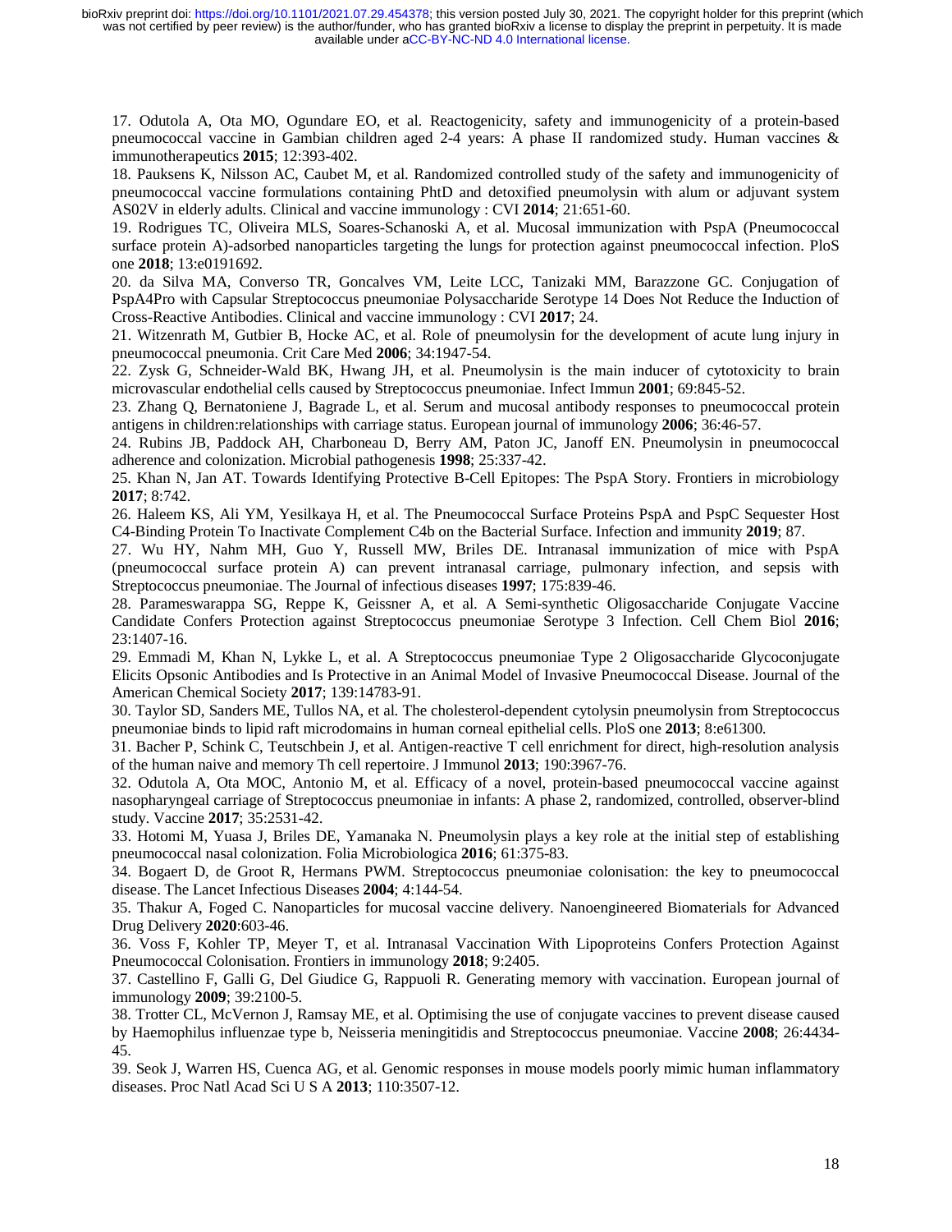17. Odutola A, Ota MO, Ogundare EO, et al. Reactogenicity, safety and immunogenicity of a protein-based pneumococcal vaccine in Gambian children aged 2-4 years: A phase II randomized study. Human vaccines & immunotherapeutics **2015**; 12:393-402.

18. Pauksens K, Nilsson AC, Caubet M, et al. Randomized controlled study of the safety and immunogenicity of pneumococcal vaccine formulations containing PhtD and detoxified pneumolysin with alum or adjuvant system AS02V in elderly adults. Clinical and vaccine immunology : CVI **2014**; 21:651-60.

19. Rodrigues TC, Oliveira MLS, Soares-Schanoski A, et al. Mucosal immunization with PspA (Pneumococcal surface protein A)-adsorbed nanoparticles targeting the lungs for protection against pneumococcal infection. PloS one **2018**; 13:e0191692.

20. da Silva MA, Converso TR, Goncalves VM, Leite LCC, Tanizaki MM, Barazzone GC. Conjugation of PspA4Pro with Capsular Streptococcus pneumoniae Polysaccharide Serotype 14 Does Not Reduce the Induction of Cross-Reactive Antibodies. Clinical and vaccine immunology : CVI **2017**; 24.

21. Witzenrath M, Gutbier B, Hocke AC, et al. Role of pneumolysin for the development of acute lung injury in pneumococcal pneumonia. Crit Care Med **2006**; 34:1947-54.

22. Zysk G, Schneider-Wald BK, Hwang JH, et al. Pneumolysin is the main inducer of cytotoxicity to brain microvascular endothelial cells caused by Streptococcus pneumoniae. Infect Immun **2001**; 69:845-52.

23. Zhang Q, Bernatoniene J, Bagrade L, et al. Serum and mucosal antibody responses to pneumococcal protein antigens in children:relationships with carriage status. European journal of immunology **2006**; 36:46-57.

24. Rubins JB, Paddock AH, Charboneau D, Berry AM, Paton JC, Janoff EN. Pneumolysin in pneumococcal adherence and colonization. Microbial pathogenesis **1998**; 25:337-42.

25. Khan N, Jan AT. Towards Identifying Protective B-Cell Epitopes: The PspA Story. Frontiers in microbiology **2017**; 8:742.

26. Haleem KS, Ali YM, Yesilkaya H, et al. The Pneumococcal Surface Proteins PspA and PspC Sequester Host C4-Binding Protein To Inactivate Complement C4b on the Bacterial Surface. Infection and immunity **2019**; 87.

27. Wu HY, Nahm MH, Guo Y, Russell MW, Briles DE. Intranasal immunization of mice with PspA (pneumococcal surface protein A) can prevent intranasal carriage, pulmonary infection, and sepsis with Streptococcus pneumoniae. The Journal of infectious diseases **1997**; 175:839-46.

28. Parameswarappa SG, Reppe K, Geissner A, et al. A Semi-synthetic Oligosaccharide Conjugate Vaccine Candidate Confers Protection against Streptococcus pneumoniae Serotype 3 Infection. Cell Chem Biol **2016**; 23:1407-16.

29. Emmadi M, Khan N, Lykke L, et al. A Streptococcus pneumoniae Type 2 Oligosaccharide Glycoconjugate Elicits Opsonic Antibodies and Is Protective in an Animal Model of Invasive Pneumococcal Disease. Journal of the American Chemical Society **2017**; 139:14783-91.

30. Taylor SD, Sanders ME, Tullos NA, et al. The cholesterol-dependent cytolysin pneumolysin from Streptococcus pneumoniae binds to lipid raft microdomains in human corneal epithelial cells. PloS one **2013**; 8:e61300.

31. Bacher P, Schink C, Teutschbein J, et al. Antigen-reactive T cell enrichment for direct, high-resolution analysis of the human naive and memory Th cell repertoire. J Immunol **2013**; 190:3967-76.

32. Odutola A, Ota MOC, Antonio M, et al. Efficacy of a novel, protein-based pneumococcal vaccine against nasopharyngeal carriage of Streptococcus pneumoniae in infants: A phase 2, randomized, controlled, observer-blind study. Vaccine **2017**; 35:2531-42.

33. Hotomi M, Yuasa J, Briles DE, Yamanaka N. Pneumolysin plays a key role at the initial step of establishing pneumococcal nasal colonization. Folia Microbiologica **2016**; 61:375-83.

34. Bogaert D, de Groot R, Hermans PWM. Streptococcus pneumoniae colonisation: the key to pneumococcal disease. The Lancet Infectious Diseases **2004**; 4:144-54.

35. Thakur A, Foged C. Nanoparticles for mucosal vaccine delivery. Nanoengineered Biomaterials for Advanced Drug Delivery **2020**:603-46.

36. Voss F, Kohler TP, Meyer T, et al. Intranasal Vaccination With Lipoproteins Confers Protection Against Pneumococcal Colonisation. Frontiers in immunology **2018**; 9:2405.

37. Castellino F, Galli G, Del Giudice G, Rappuoli R. Generating memory with vaccination. European journal of immunology **2009**; 39:2100-5.

38. Trotter CL, McVernon J, Ramsay ME, et al. Optimising the use of conjugate vaccines to prevent disease caused by Haemophilus influenzae type b, Neisseria meningitidis and Streptococcus pneumoniae. Vaccine **2008**; 26:4434-45.

39. Seok J, Warren HS, Cuenca AG, et al. Genomic responses in mouse models poorly mimic human inflammatory diseases. Proc Natl Acad Sci U S A **2013**; 110:3507-12.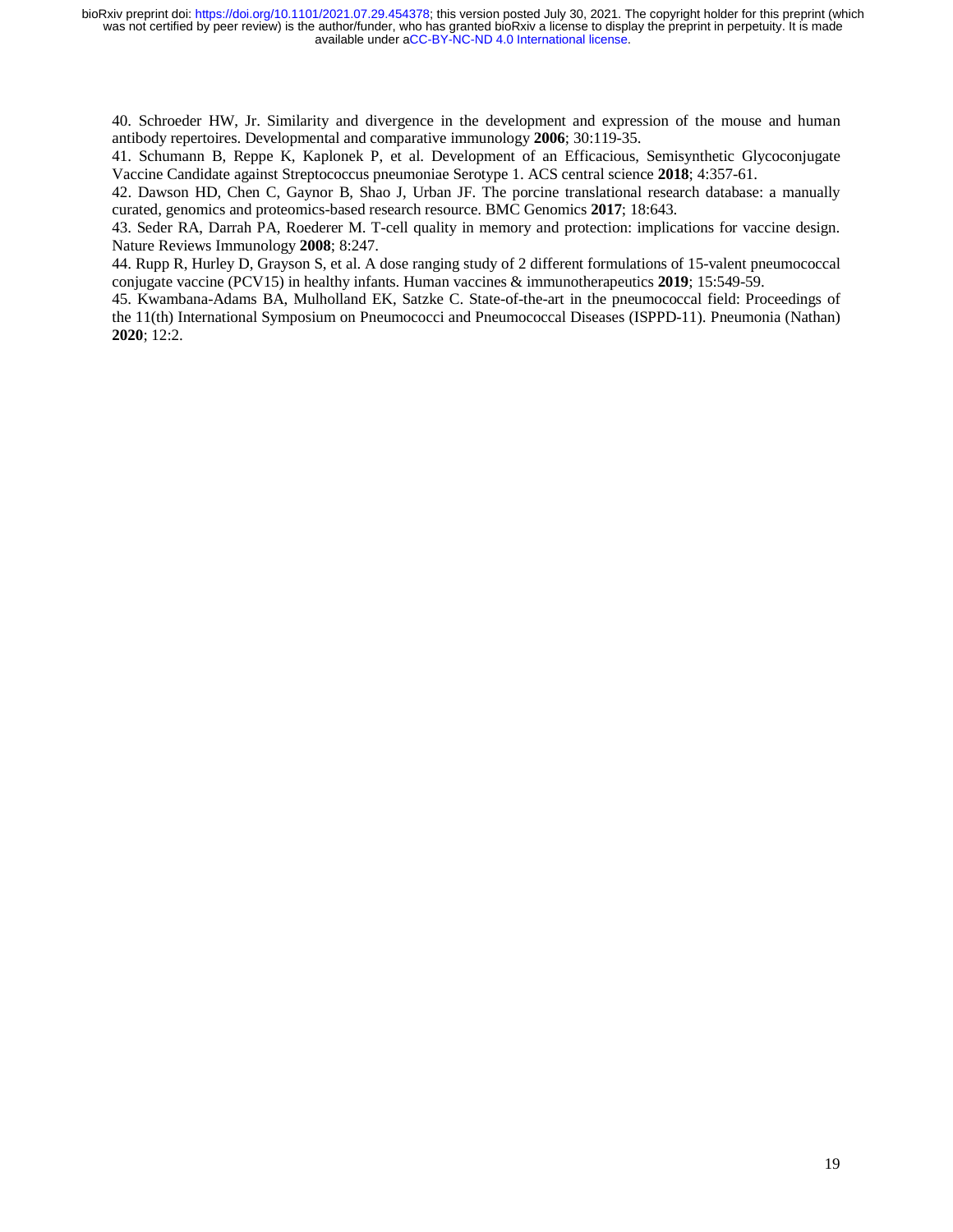40. Schroeder HW, Jr. Similarity and divergence in the development and expression of the mouse and human antibody repertoires. Developmental and comparative immunology **2006**; 30:119-35.

41. Schumann B, Reppe K, Kaplonek P, et al. Development of an Efficacious, Semisynthetic Glycoconjugate Vaccine Candidate against Streptococcus pneumoniae Serotype 1. ACS central science **2018**; 4:357-61.

42. Dawson HD, Chen C, Gaynor B, Shao J, Urban JF. The porcine translational research database: a manually curated, genomics and proteomics-based research resource. BMC Genomics **2017**; 18:643.

43. Seder RA, Darrah PA, Roederer M. T-cell quality in memory and protection: implications for vaccine design. Nature Reviews Immunology **2008**; 8:247.

44. Rupp R, Hurley D, Grayson S, et al. A dose ranging study of 2 different formulations of 15-valent pneumococcal conjugate vaccine (PCV15) in healthy infants. Human vaccines & immunotherapeutics **2019**; 15:549-59.

45. Kwambana-Adams BA, Mulholland EK, Satzke C. State-of-the-art in the pneumococcal field: Proceedings of the 11(th) International Symposium on Pneumococci and Pneumococcal Diseases (ISPPD-11). Pneumonia (Nathan) **2020**; 12:2.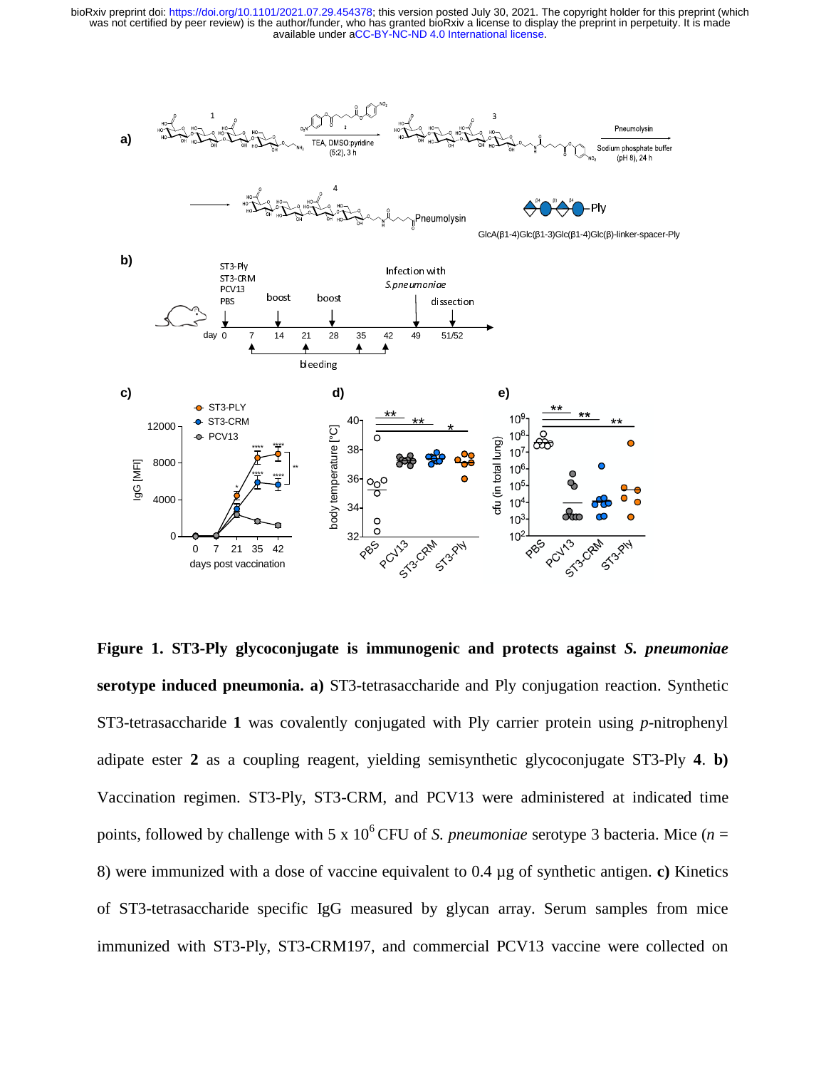**Figure 1. ST3-Ply glycoconjugate is immunogenic and protects against *S. pneumoniae* serotype induced pneumonia. a)** ST3-tetrasaccharide and Ply conjugation reaction. Synthetic ST3-tetrasaccharide **1** was covalently conjugated with Ply carrier protein using *p*-nitrophenyl adipate ester **2** as a coupling reagent, yielding semisynthetic glycoconjugate ST3-Ply **4**. **b)** Vaccination regimen. ST3-Ply, ST3-CRM, and PCV13 were administered at indicated time points, followed by challenge with 5 x $10^6$ CFU of *S. pneumoniae* serotype 3 bacteria. Mice ($n$ = 8) were immunized with a dose of vaccine equivalent to 0.4 µg of synthetic antigen. **c)** Kinetics of ST3-tetrasaccharide specific IgG measured by glycan array. Serum samples from mice immunized with ST3-Ply, ST3-CRM197, and commercial PCV13 vaccine were collected on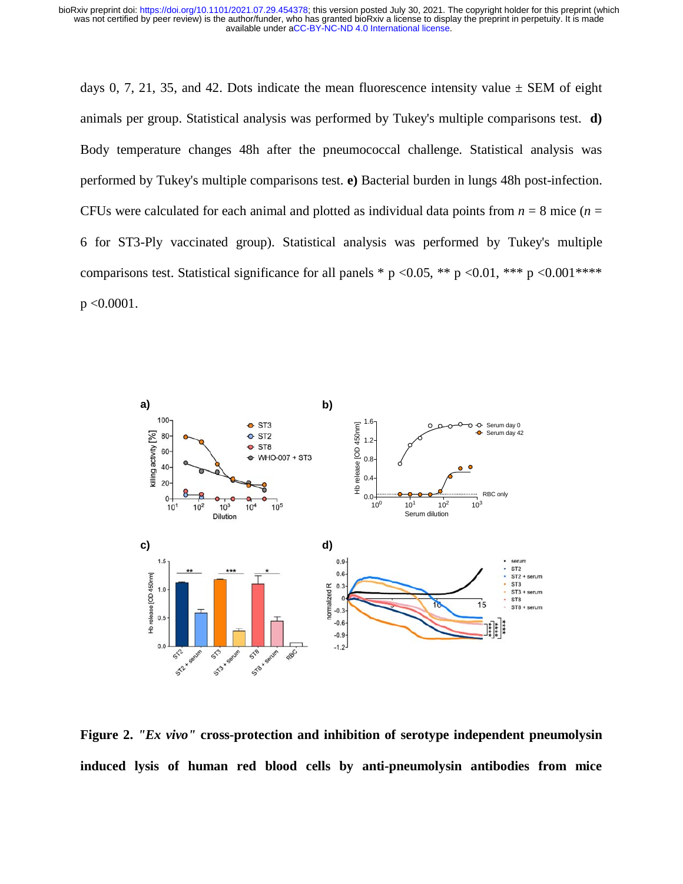days 0, 7, 21, 35, and 42. Dots indicate the mean fluorescence intensity value ± SEM of eight animals per group. Statistical analysis was performed by Tukey's multiple comparisons test. **d)** Body temperature changes 48h after the pneumococcal challenge. Statistical analysis was performed by Tukey's multiple comparisons test. **e)** Bacterial burden in lungs 48h post-infection. CFUs were calculated for each animal and plotted as individual data points from $n$ = 8 mice ($n$ = 6 for ST3-Ply vaccinated group). Statistical analysis was performed by Tukey's multiple comparisons test. Statistical significance for all panels * p <0.05, ** p <0.01, *** p <0.001**** p <0.0001.

**Figure 2.** ***"Ex vivo"*** **cross-protection and inhibition of serotype independent pneumolysin induced lysis of human red blood cells by anti-pneumolysin antibodies from mice**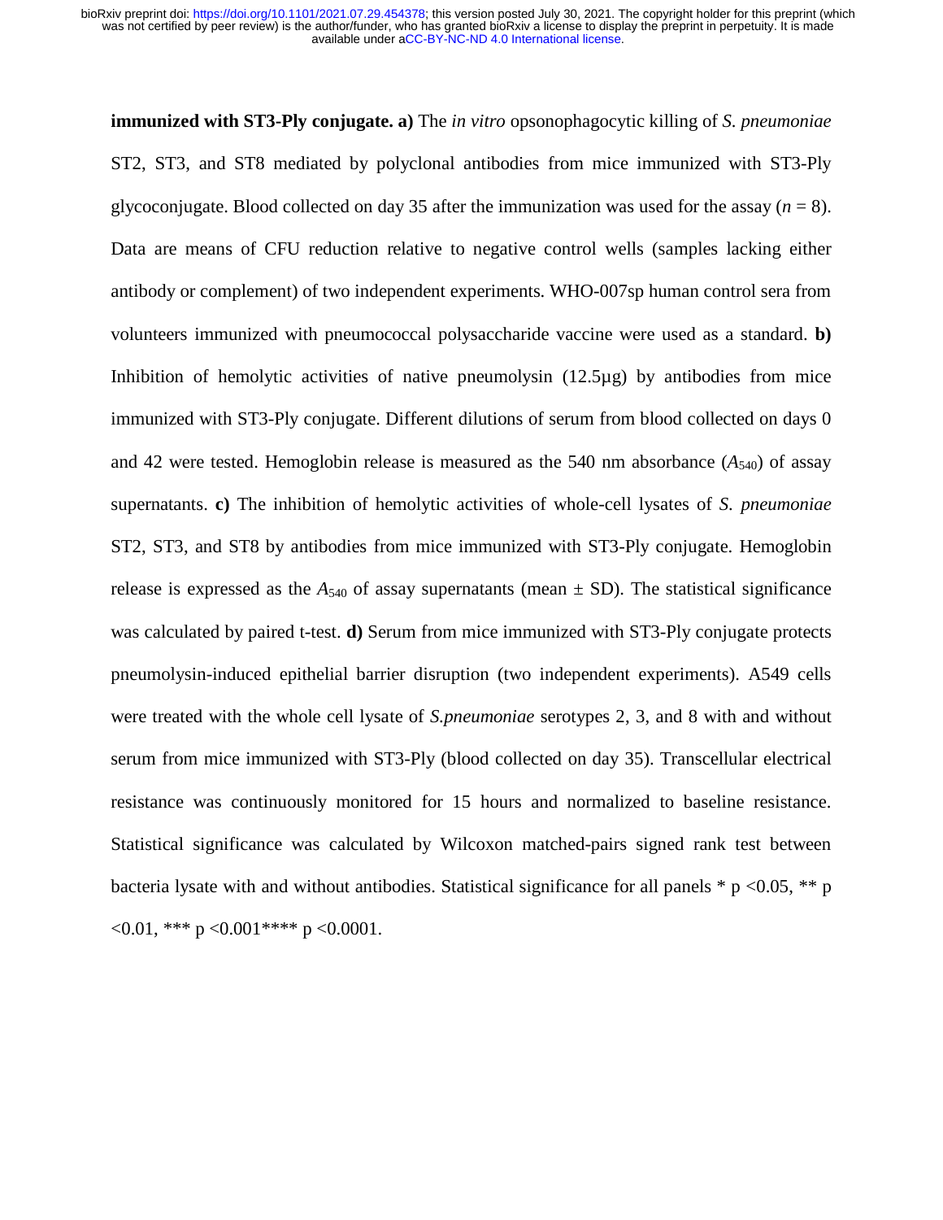**immunized with ST3-Ply conjugate. a)** The *in vitro* opsonophagocytic killing of *S. pneumoniae* ST2, ST3, and ST8 mediated by polyclonal antibodies from mice immunized with ST3-Ply glycoconjugate. Blood collected on day 35 after the immunization was used for the assay ($n$ = 8). Data are means of CFU reduction relative to negative control wells (samples lacking either antibody or complement) of two independent experiments. WHO-007sp human control sera from volunteers immunized with pneumococcal polysaccharide vaccine were used as a standard. **b)** Inhibition of hemolytic activities of native pneumolysin (12.5µg) by antibodies from mice immunized with ST3-Ply conjugate. Different dilutions of serum from blood collected on days 0 and 42 were tested. Hemoglobin release is measured as the 540 nm absorbance ($A_{540}$) of assay supernatants. **c)** The inhibition of hemolytic activities of whole-cell lysates of *S. pneumoniae* ST2, ST3, and ST8 by antibodies from mice immunized with ST3-Ply conjugate. Hemoglobin release is expressed as the $A_{540}$ of assay supernatants (mean ± SD). The statistical significance was calculated by paired t-test. **d)** Serum from mice immunized with ST3-Ply conjugate protects pneumolysin-induced epithelial barrier disruption (two independent experiments). A549 cells were treated with the whole cell lysate of *S.pneumoniae* serotypes 2, 3, and 8 with and without serum from mice immunized with ST3-Ply (blood collected on day 35). Transcellular electrical resistance was continuously monitored for 15 hours and normalized to baseline resistance. Statistical significance was calculated by Wilcoxon matched-pairs signed rank test between bacteria lysate with and without antibodies. Statistical significance for all panels * p <0.05, ** p <0.01, *** p <0.001**** p <0.0001.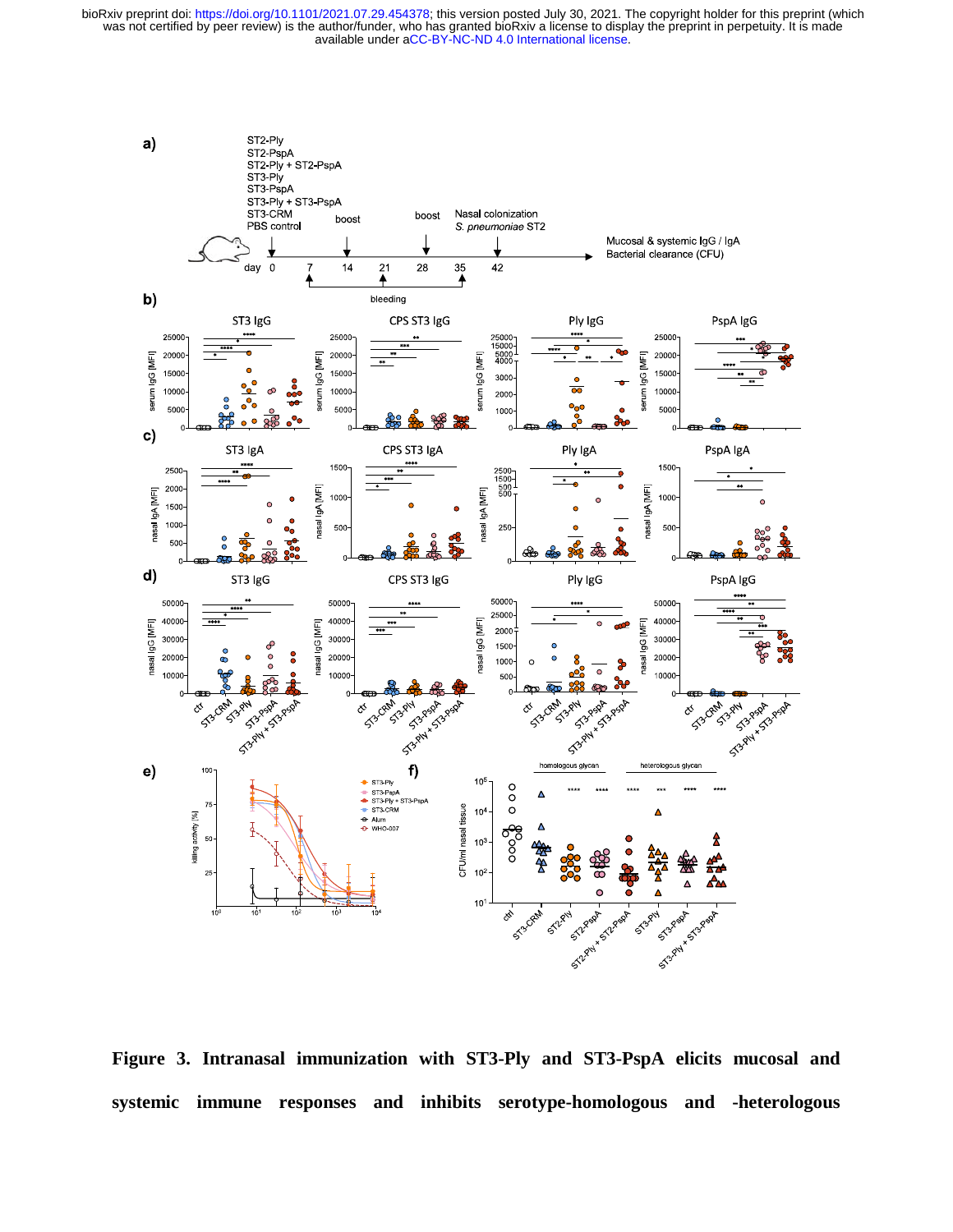**Figure 3. Intranasal immunization with ST3-Ply and ST3-PspA elicits mucosal and systemic immune responses and inhibits serotype-homologous and -heterologous**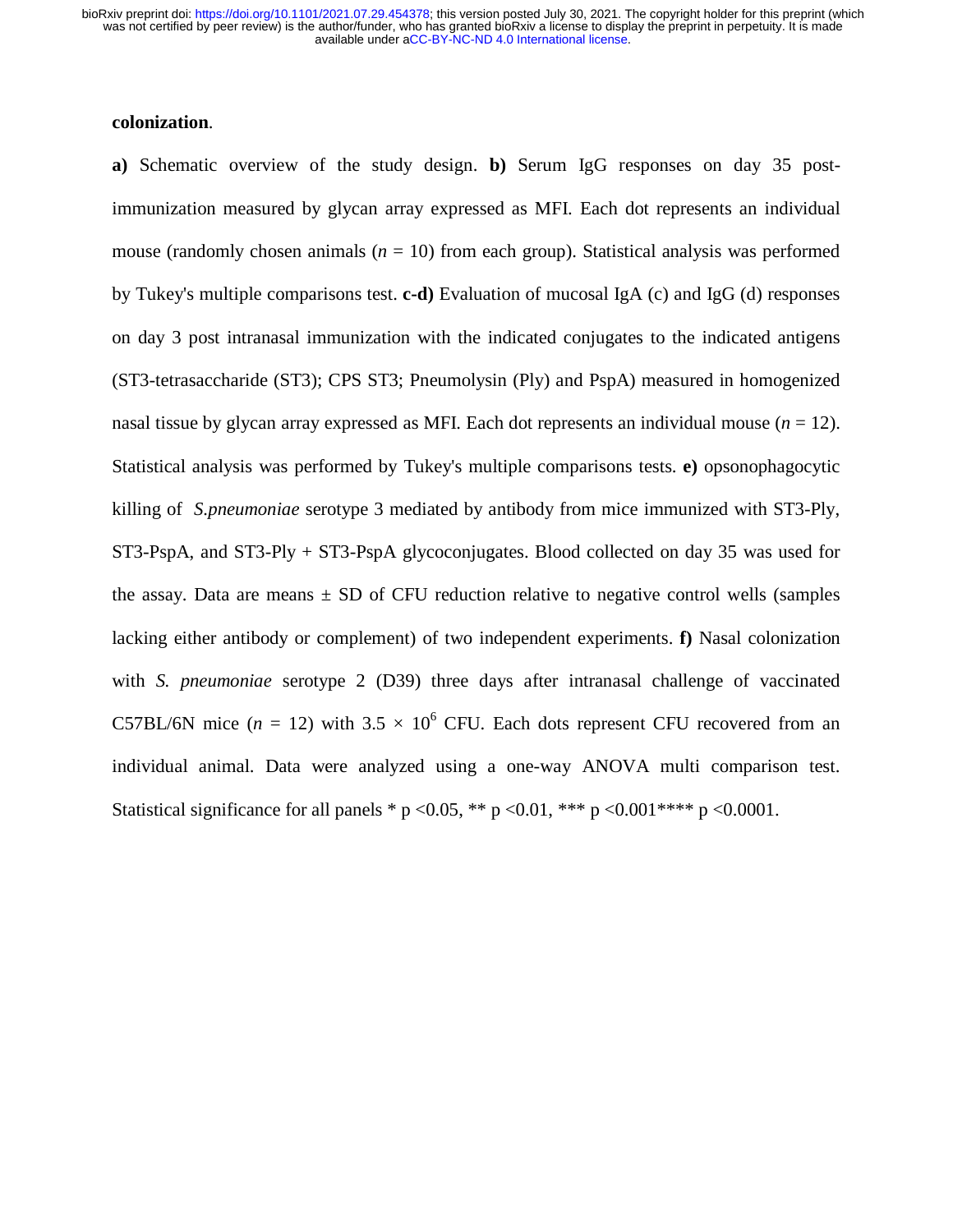**colonization**.

**a)** Schematic overview of the study design. **b)** Serum IgG responses on day 35 post-immunization measured by glycan array expressed as MFI. Each dot represents an individual mouse (randomly chosen animals ($n$ = 10) from each group). Statistical analysis was performed by Tukey's multiple comparisons test. **c-d)** Evaluation of mucosal IgA (c) and IgG (d) responses on day 3 post intranasal immunization with the indicated conjugates to the indicated antigens (ST3-tetrasaccharide (ST3); CPS ST3; Pneumolysin (Ply) and PspA) measured in homogenized nasal tissue by glycan array expressed as MFI. Each dot represents an individual mouse ($n$ = 12). Statistical analysis was performed by Tukey's multiple comparisons tests. **e)** opsonophagocytic killing of *S.pneumoniae* serotype 3 mediated by antibody from mice immunized with ST3-Ply, ST3-PspA, and ST3-Ply + ST3-PspA glycoconjugates. Blood collected on day 35 was used for the assay. Data are means ± SD of CFU reduction relative to negative control wells (samples lacking either antibody or complement) of two independent experiments. **f)** Nasal colonization with *S. pneumoniae* serotype 2 (D39) three days after intranasal challenge of vaccinated C57BL/6N mice ($n$ = 12) with $3.5 \times 10^6$ CFU. Each dots represent CFU recovered from an individual animal. Data were analyzed using a one-way ANOVA multi comparison test. Statistical significance for all panels * p <0.05, ** p <0.01, *** p <0.001**** p <0.0001.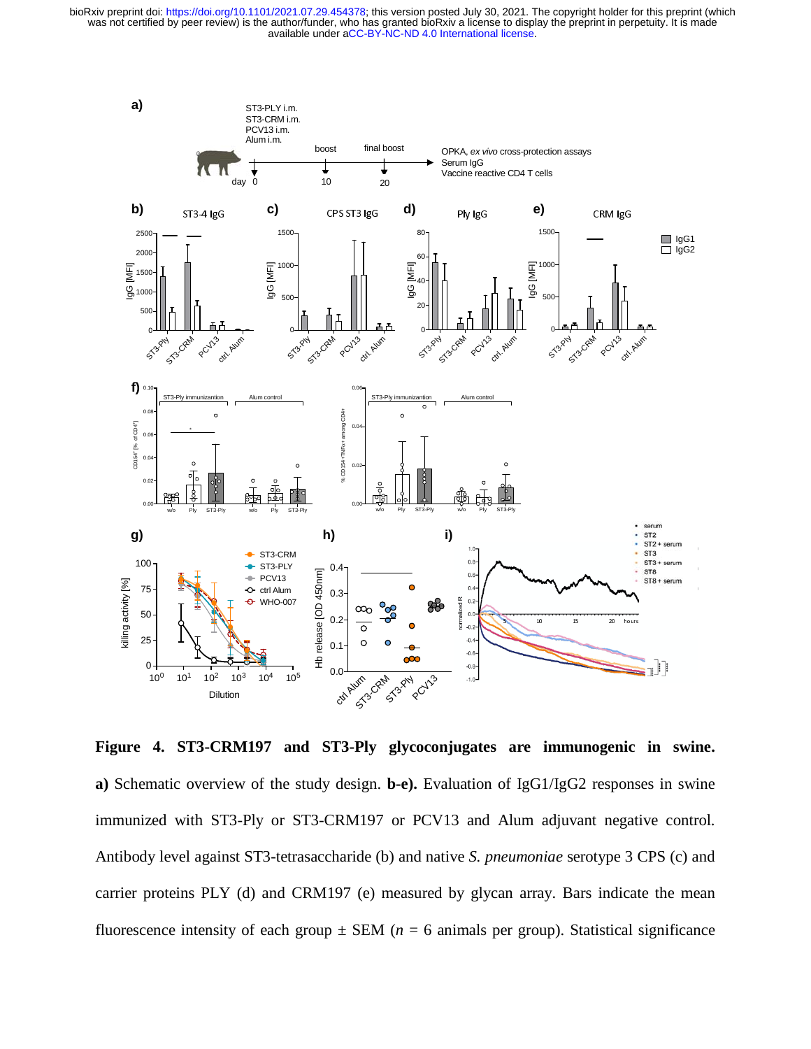**Figure 4. ST3-CRM197 and ST3-Ply glycoconjugates are immunogenic in swine. a)** Schematic overview of the study design. **b-e).** Evaluation of IgG1/IgG2 responses in swine immunized with ST3-Ply or ST3-CRM197 or PCV13 and Alum adjuvant negative control. Antibody level against ST3-tetrasaccharide (b) and native *S. pneumoniae* serotype 3 CPS (c) and carrier proteins PLY (d) and CRM197 (e) measured by glycan array. Bars indicate the mean fluorescence intensity of each group ± SEM ($n$ = 6 animals per group). Statistical significance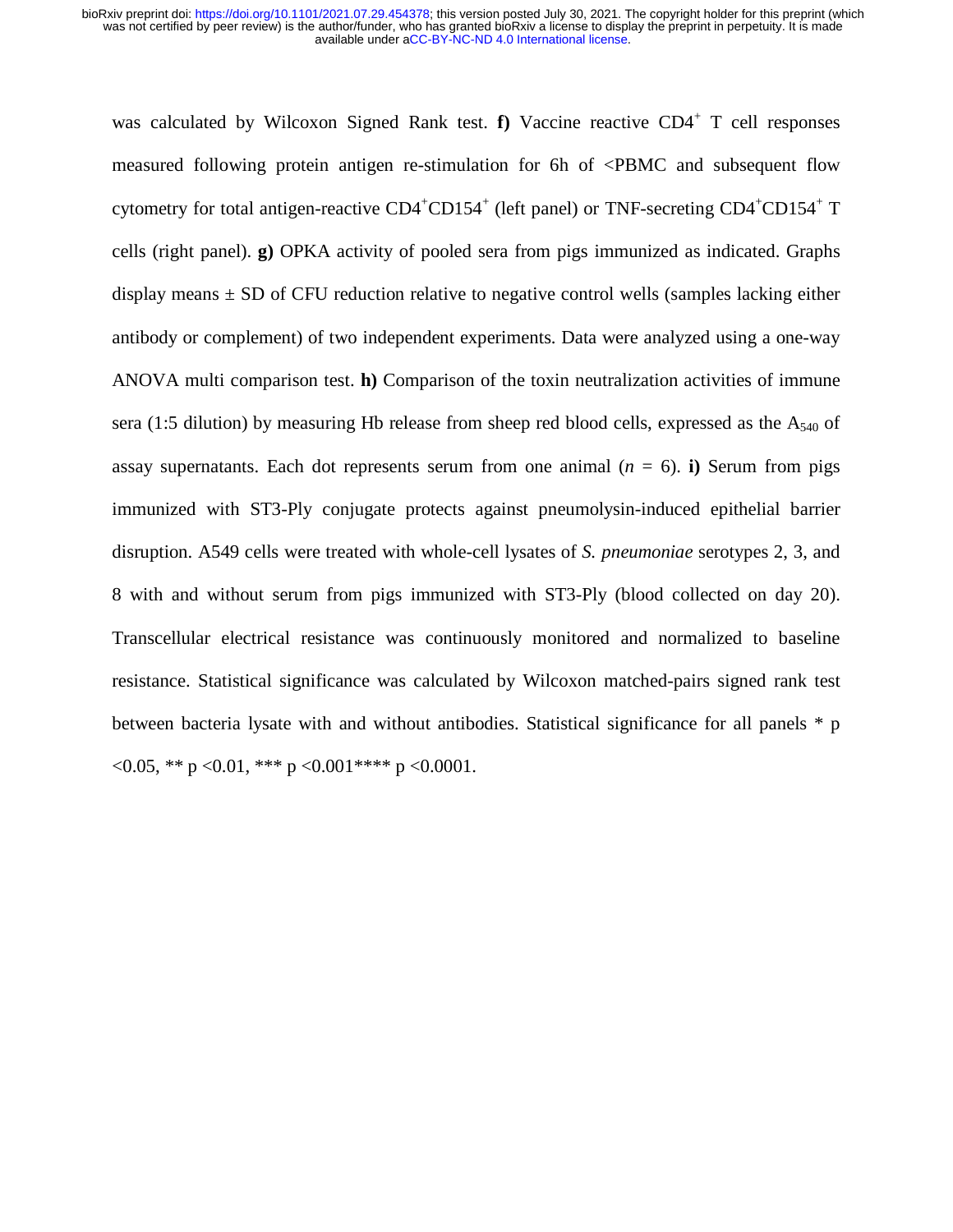was calculated by Wilcoxon Signed Rank test. **f)** Vaccine reactive $CD4^+$ T cell responses measured following protein antigen re-stimulation for 6h of <PBMC and subsequent flow cytometry for total antigen-reactive $CD4^+CD154^+$ (left panel) or TNF-secreting $CD4^+CD154^+$ T cells (right panel). **g)** OPKA activity of pooled sera from pigs immunized as indicated. Graphs display means ± SD of CFU reduction relative to negative control wells (samples lacking either antibody or complement) of two independent experiments. Data were analyzed using a one-way ANOVA multi comparison test. **h)** Comparison of the toxin neutralization activities of immune sera (1:5 dilution) by measuring Hb release from sheep red blood cells, expressed as the $A_{540}$ of assay supernatants. Each dot represents serum from one animal ($n$ = 6). **i)** Serum from pigs immunized with ST3-Ply conjugate protects against pneumolysin-induced epithelial barrier disruption. A549 cells were treated with whole-cell lysates of *S. pneumoniae* serotypes 2, 3, and 8 with and without serum from pigs immunized with ST3-Ply (blood collected on day 20). Transcellular electrical resistance was continuously monitored and normalized to baseline resistance. Statistical significance was calculated by Wilcoxon matched-pairs signed rank test between bacteria lysate with and without antibodies. Statistical significance for all panels * $p < 0.05$, ** $p < 0.01$, *** $p < 0.001$**** $p < 0.0001$.